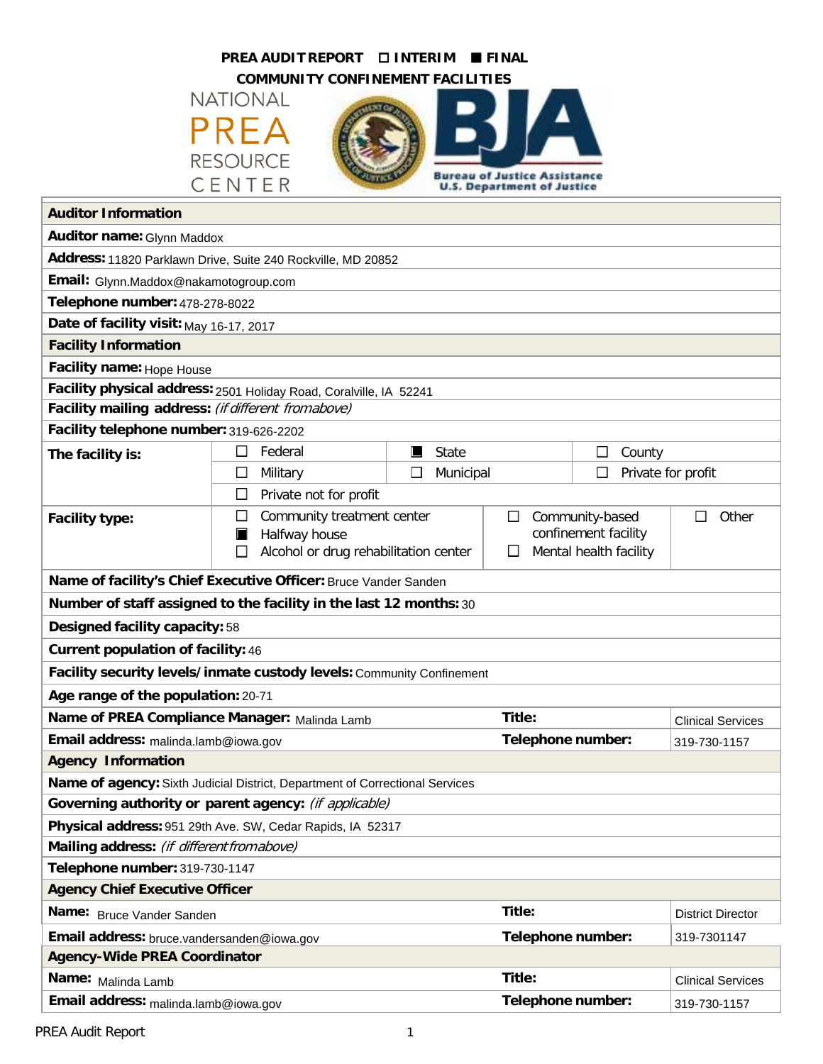# PREA AUDIT REPORT ☐ INTERIM ■ FINAL

## COMMUNITY CONFINEMENT FACILITIES

NATIONAL PREA RESOURCE CENTER

Bureau of Justice Assistance
U.S. Department of Justice

| **Auditor Information** | | | | |
|---|---|---|---|---|
| **Auditor name:** Glynn Maddox | | | | |
| **Address:** 11820 Parklawn Drive, Suite 240 Rockville, MD 20852 | | | | |
| **Email:** Glynn.Maddox@nakamotogroup.com | | | | |
| **Telephone number:** 478-278-8022 | | | | |
| **Date of facility visit:** May 16-17, 2017 | | | | |
| **Facility Information** | | | | |
| **Facility name:** Hope House | | | | |
| **Facility physical address:** 2501 Holiday Road, Coralville, IA 52241 | | | | |
| **Facility mailing address:** *(if different from above)* | | | | |
| **Facility telephone number:** 319-626-2202 | | | | |
| **The facility is:** | ☐ Federal | ■ State | ☐ County | |
| | ☐ Military | ☐ Municipal | ☐ Private for profit | |
| | ☐ Private not for profit | | | |
| **Facility type:** | ☐ Community treatment center<br>■ Halfway house<br>☐ Alcohol or drug rehabilitation center | ☐ Community-based confinement facility<br>☐ Mental health facility | ☐ Other | |
| **Name of facility's Chief Executive Officer:** Bruce Vander Sanden | | | | |
| **Number of staff assigned to the facility in the last 12 months:** 30 | | | | |
| **Designed facility capacity:** 58 | | | | |
| **Current population of facility:** 46 | | | | |
| **Facility security levels/inmate custody levels:** Community Confinement | | | | |
| **Age range of the population:** 20-71 | | | | |
| **Name of PREA Compliance Manager:** Malinda Lamb | | **Title:** | Clinical Services | |
| **Email address:** malinda.lamb@iowa.gov | | **Telephone number:** | 319-730-1157 | |
| **Agency Information** | | | | |
| **Name of agency:** Sixth Judicial District, Department of Correctional Services | | | | |
| **Governing authority or parent agency:** *(if applicable)* | | | | |
| **Physical address:** 951 29th Ave. SW, Cedar Rapids, IA 52317 | | | | |
| **Mailing address:** *(if different from above)* | | | | |
| **Telephone number:** 319-730-1147 | | | | |
| **Agency Chief Executive Officer** | | | | |
| **Name:** Bruce Vander Sanden | | **Title:** | District Director | |
| **Email address:** bruce.vandersanden@iowa.gov | | **Telephone number:** | 319-7301147 | |
| **Agency-Wide PREA Coordinator** | | | | |
| **Name:** Malinda Lamb | | **Title:** | Clinical Services | |
| **Email address:** malinda.lamb@iowa.gov | | **Telephone number:** | 319-730-1157 | |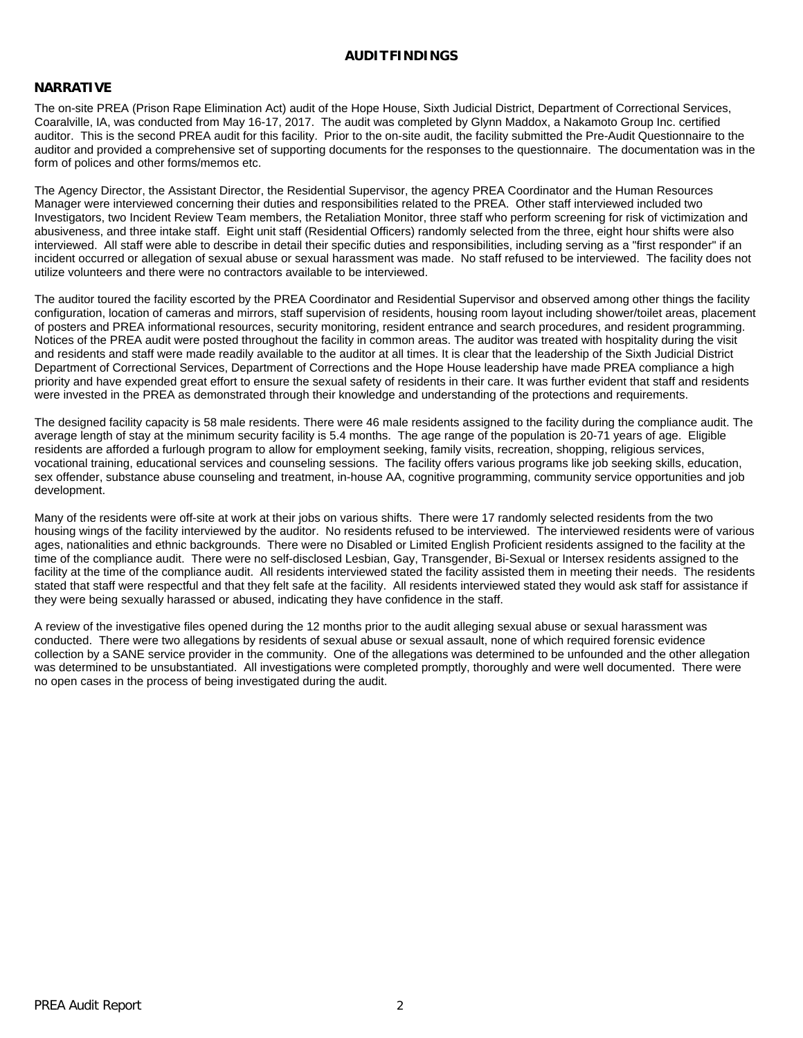## AUDIT FINDINGS

### NARRATIVE

The on-site PREA (Prison Rape Elimination Act) audit of the Hope House, Sixth Judicial District, Department of Correctional Services, Coaralville, IA, was conducted from May 16-17, 2017. The audit was completed by Glynn Maddox, a Nakamoto Group Inc. certified auditor. This is the second PREA audit for this facility. Prior to the on-site audit, the facility submitted the Pre-Audit Questionnaire to the auditor and provided a comprehensive set of supporting documents for the responses to the questionnaire. The documentation was in the form of polices and other forms/memos etc.

The Agency Director, the Assistant Director, the Residential Supervisor, the agency PREA Coordinator and the Human Resources Manager were interviewed concerning their duties and responsibilities related to the PREA. Other staff interviewed included two Investigators, two Incident Review Team members, the Retaliation Monitor, three staff who perform screening for risk of victimization and abusiveness, and three intake staff. Eight unit staff (Residential Officers) randomly selected from the three, eight hour shifts were also interviewed. All staff were able to describe in detail their specific duties and responsibilities, including serving as a "first responder" if an incident occurred or allegation of sexual abuse or sexual harassment was made. No staff refused to be interviewed. The facility does not utilize volunteers and there were no contractors available to be interviewed.

The auditor toured the facility escorted by the PREA Coordinator and Residential Supervisor and observed among other things the facility configuration, location of cameras and mirrors, staff supervision of residents, housing room layout including shower/toilet areas, placement of posters and PREA informational resources, security monitoring, resident entrance and search procedures, and resident programming. Notices of the PREA audit were posted throughout the facility in common areas. The auditor was treated with hospitality during the visit and residents and staff were made readily available to the auditor at all times. It is clear that the leadership of the Sixth Judicial District Department of Correctional Services, Department of Corrections and the Hope House leadership have made PREA compliance a high priority and have expended great effort to ensure the sexual safety of residents in their care. It was further evident that staff and residents were invested in the PREA as demonstrated through their knowledge and understanding of the protections and requirements.

The designed facility capacity is 58 male residents. There were 46 male residents assigned to the facility during the compliance audit. The average length of stay at the minimum security facility is 5.4 months. The age range of the population is 20-71 years of age. Eligible residents are afforded a furlough program to allow for employment seeking, family visits, recreation, shopping, religious services, vocational training, educational services and counseling sessions. The facility offers various programs like job seeking skills, education, sex offender, substance abuse counseling and treatment, in-house AA, cognitive programming, community service opportunities and job development.

Many of the residents were off-site at work at their jobs on various shifts. There were 17 randomly selected residents from the two housing wings of the facility interviewed by the auditor. No residents refused to be interviewed. The interviewed residents were of various ages, nationalities and ethnic backgrounds. There were no Disabled or Limited English Proficient residents assigned to the facility at the time of the compliance audit. There were no self-disclosed Lesbian, Gay, Transgender, Bi-Sexual or Intersex residents assigned to the facility at the time of the compliance audit. All residents interviewed stated the facility assisted them in meeting their needs. The residents stated that staff were respectful and that they felt safe at the facility. All residents interviewed stated they would ask staff for assistance if they were being sexually harassed or abused, indicating they have confidence in the staff.

A review of the investigative files opened during the 12 months prior to the audit alleging sexual abuse or sexual harassment was conducted. There were two allegations by residents of sexual abuse or sexual assault, none of which required forensic evidence collection by a SANE service provider in the community. One of the allegations was determined to be unfounded and the other allegation was determined to be unsubstantiated. All investigations were completed promptly, thoroughly and were well documented. There were no open cases in the process of being investigated during the audit.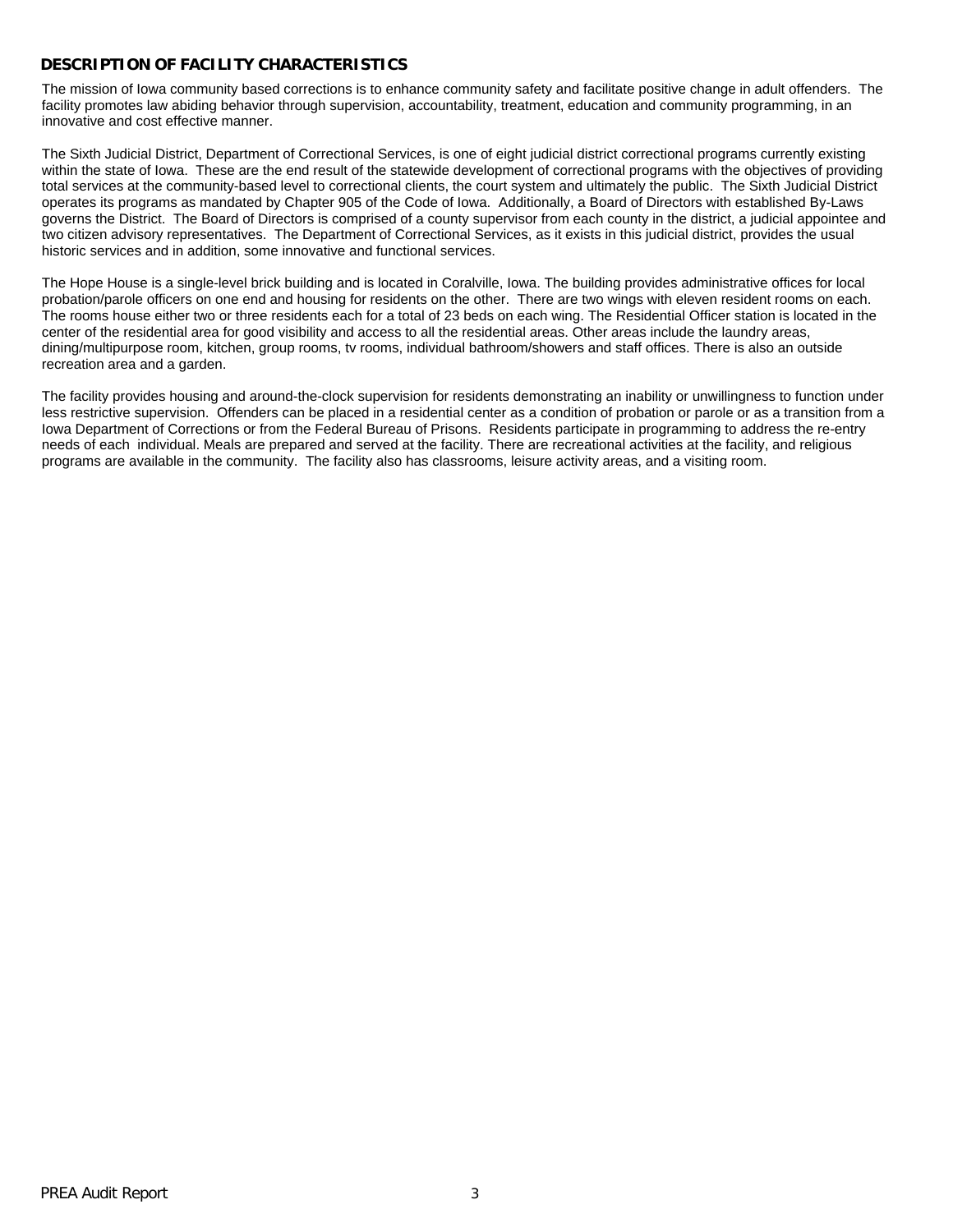## DESCRIPTION OF FACILITY CHARACTERISTICS

The mission of Iowa community based corrections is to enhance community safety and facilitate positive change in adult offenders. The facility promotes law abiding behavior through supervision, accountability, treatment, education and community programming, in an innovative and cost effective manner.

The Sixth Judicial District, Department of Correctional Services, is one of eight judicial district correctional programs currently existing within the state of Iowa. These are the end result of the statewide development of correctional programs with the objectives of providing total services at the community-based level to correctional clients, the court system and ultimately the public. The Sixth Judicial District operates its programs as mandated by Chapter 905 of the Code of Iowa. Additionally, a Board of Directors with established By-Laws governs the District. The Board of Directors is comprised of a county supervisor from each county in the district, a judicial appointee and two citizen advisory representatives. The Department of Correctional Services, as it exists in this judicial district, provides the usual historic services and in addition, some innovative and functional services.

The Hope House is a single-level brick building and is located in Coralville, Iowa. The building provides administrative offices for local probation/parole officers on one end and housing for residents on the other. There are two wings with eleven resident rooms on each. The rooms house either two or three residents each for a total of 23 beds on each wing. The Residential Officer station is located in the center of the residential area for good visibility and access to all the residential areas. Other areas include the laundry areas, dining/multipurpose room, kitchen, group rooms, tv rooms, individual bathroom/showers and staff offices. There is also an outside recreation area and a garden.

The facility provides housing and around-the-clock supervision for residents demonstrating an inability or unwillingness to function under less restrictive supervision. Offenders can be placed in a residential center as a condition of probation or parole or as a transition from a Iowa Department of Corrections or from the Federal Bureau of Prisons. Residents participate in programming to address the re-entry needs of each individual. Meals are prepared and served at the facility. There are recreational activities at the facility, and religious programs are available in the community. The facility also has classrooms, leisure activity areas, and a visiting room.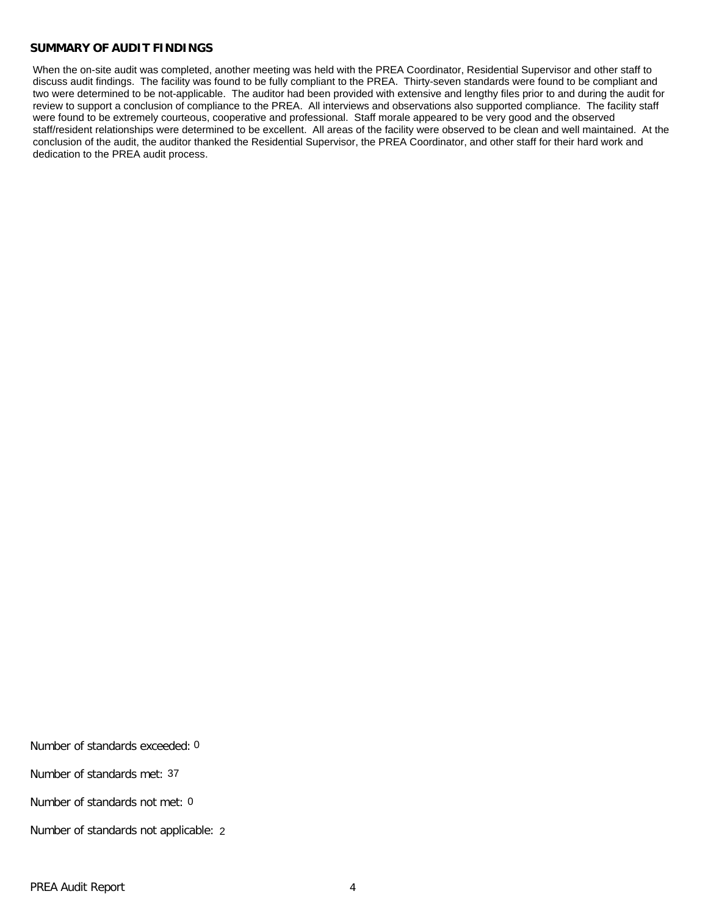## SUMMARY OF AUDIT FINDINGS

When the on-site audit was completed, another meeting was held with the PREA Coordinator, Residential Supervisor and other staff to discuss audit findings. The facility was found to be fully compliant to the PREA. Thirty-seven standards were found to be compliant and two were determined to be not-applicable. The auditor had been provided with extensive and lengthy files prior to and during the audit for review to support a conclusion of compliance to the PREA. All interviews and observations also supported compliance. The facility staff were found to be extremely courteous, cooperative and professional. Staff morale appeared to be very good and the observed staff/resident relationships were determined to be excellent. All areas of the facility were observed to be clean and well maintained. At the conclusion of the audit, the auditor thanked the Residential Supervisor, the PREA Coordinator, and other staff for their hard work and dedication to the PREA audit process.

Number of standards exceeded: 0

Number of standards met: 37

Number of standards not met: 0

Number of standards not applicable: 2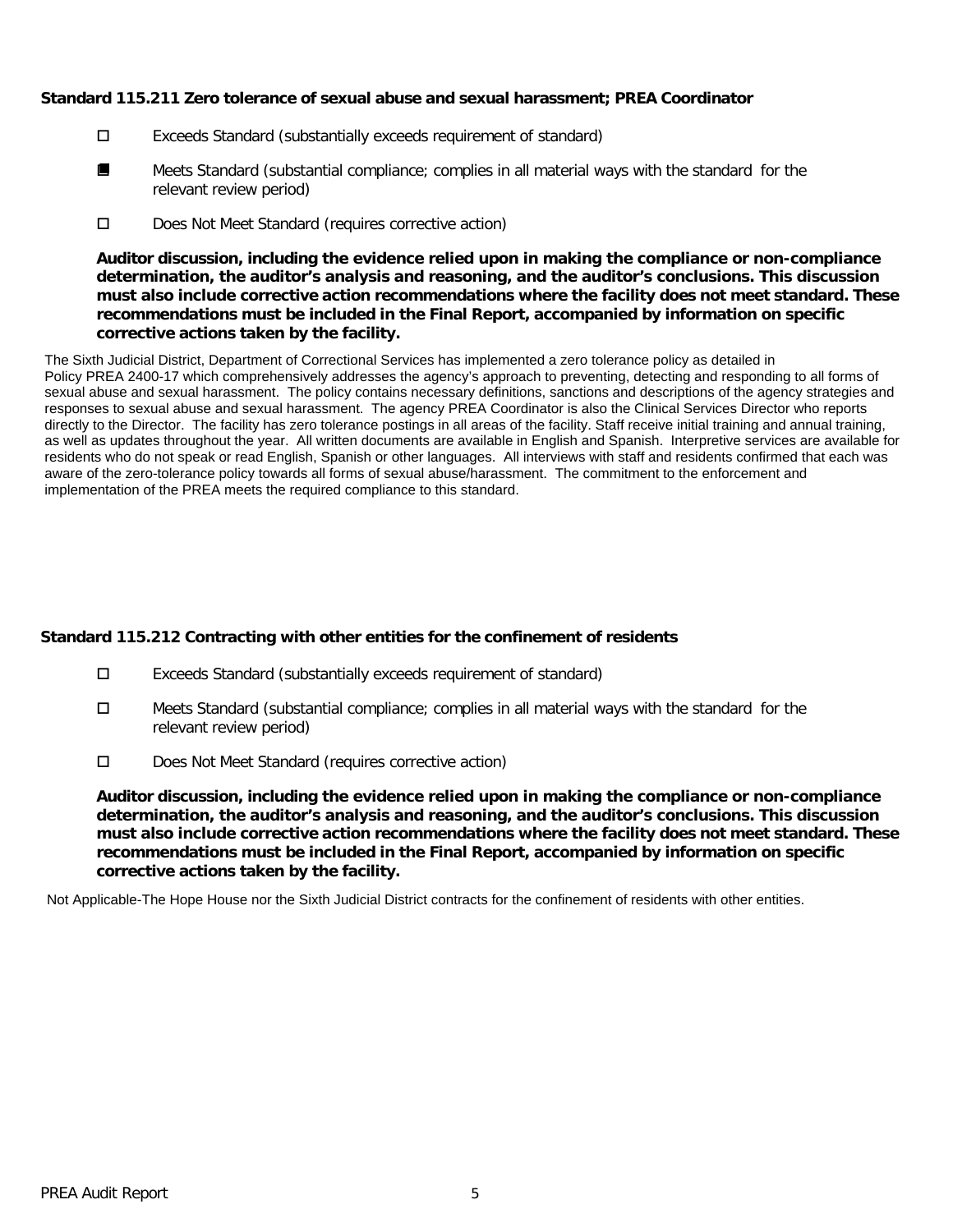**Standard 115.211 Zero tolerance of sexual abuse and sexual harassment; PREA Coordinator**

- ☐ Exceeds Standard (substantially exceeds requirement of standard)
- ☒ Meets Standard (substantial compliance; complies in all material ways with the standard for the relevant review period)
- ☐ Does Not Meet Standard (requires corrective action)

**Auditor discussion, including the evidence relied upon in making the compliance or non-compliance determination, the auditor's analysis and reasoning, and the auditor's conclusions. This discussion must also include corrective action recommendations where the facility does not meet standard. These recommendations must be included in the Final Report, accompanied by information on specific corrective actions taken by the facility.**

The Sixth Judicial District, Department of Correctional Services has implemented a zero tolerance policy as detailed in Policy PREA 2400-17 which comprehensively addresses the agency's approach to preventing, detecting and responding to all forms of sexual abuse and sexual harassment. The policy contains necessary definitions, sanctions and descriptions of the agency strategies and responses to sexual abuse and sexual harassment. The agency PREA Coordinator is also the Clinical Services Director who reports directly to the Director. The facility has zero tolerance postings in all areas of the facility. Staff receive initial training and annual training, as well as updates throughout the year. All written documents are available in English and Spanish. Interpretive services are available for residents who do not speak or read English, Spanish or other languages. All interviews with staff and residents confirmed that each was aware of the zero-tolerance policy towards all forms of sexual abuse/harassment. The commitment to the enforcement and implementation of the PREA meets the required compliance to this standard.

**Standard 115.212 Contracting with other entities for the confinement of residents**

- ☐ Exceeds Standard (substantially exceeds requirement of standard)
- ☐ Meets Standard (substantial compliance; complies in all material ways with the standard for the relevant review period)
- ☐ Does Not Meet Standard (requires corrective action)

**Auditor discussion, including the evidence relied upon in making the compliance or non-compliance determination, the auditor's analysis and reasoning, and the auditor's conclusions. This discussion must also include corrective action recommendations where the facility does not meet standard. These recommendations must be included in the Final Report, accompanied by information on specific corrective actions taken by the facility.**

Not Applicable-The Hope House nor the Sixth Judicial District contracts for the confinement of residents with other entities.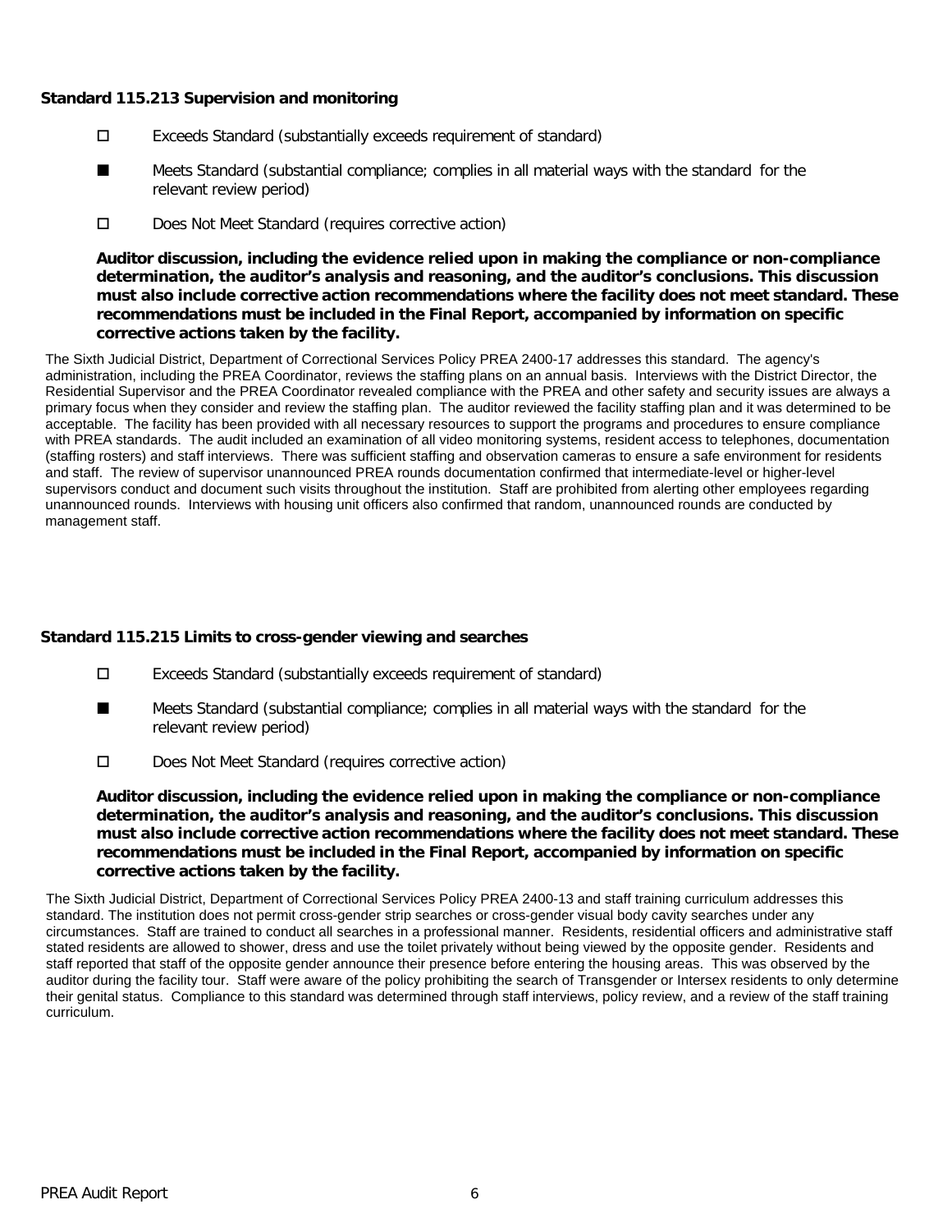**Standard 115.213 Supervision and monitoring**

- ☐ Exceeds Standard (substantially exceeds requirement of standard)
- ■ Meets Standard (substantial compliance; complies in all material ways with the standard for the relevant review period)
- ☐ Does Not Meet Standard (requires corrective action)

**Auditor discussion, including the evidence relied upon in making the compliance or non-compliance determination, the auditor's analysis and reasoning, and the auditor's conclusions. This discussion must also include corrective action recommendations where the facility does not meet standard. These recommendations must be included in the Final Report, accompanied by information on specific corrective actions taken by the facility.**

The Sixth Judicial District, Department of Correctional Services Policy PREA 2400-17 addresses this standard. The agency's administration, including the PREA Coordinator, reviews the staffing plans on an annual basis. Interviews with the District Director, the Residential Supervisor and the PREA Coordinator revealed compliance with the PREA and other safety and security issues are always a primary focus when they consider and review the staffing plan. The auditor reviewed the facility staffing plan and it was determined to be acceptable. The facility has been provided with all necessary resources to support the programs and procedures to ensure compliance with PREA standards. The audit included an examination of all video monitoring systems, resident access to telephones, documentation (staffing rosters) and staff interviews. There was sufficient staffing and observation cameras to ensure a safe environment for residents and staff. The review of supervisor unannounced PREA rounds documentation confirmed that intermediate-level or higher-level supervisors conduct and document such visits throughout the institution. Staff are prohibited from alerting other employees regarding unannounced rounds. Interviews with housing unit officers also confirmed that random, unannounced rounds are conducted by management staff.

**Standard 115.215 Limits to cross-gender viewing and searches**

- ☐ Exceeds Standard (substantially exceeds requirement of standard)
- ■ Meets Standard (substantial compliance; complies in all material ways with the standard for the relevant review period)
- ☐ Does Not Meet Standard (requires corrective action)

**Auditor discussion, including the evidence relied upon in making the compliance or non-compliance determination, the auditor's analysis and reasoning, and the auditor's conclusions. This discussion must also include corrective action recommendations where the facility does not meet standard. These recommendations must be included in the Final Report, accompanied by information on specific corrective actions taken by the facility.**

The Sixth Judicial District, Department of Correctional Services Policy PREA 2400-13 and staff training curriculum addresses this standard. The institution does not permit cross-gender strip searches or cross-gender visual body cavity searches under any circumstances. Staff are trained to conduct all searches in a professional manner. Residents, residential officers and administrative staff stated residents are allowed to shower, dress and use the toilet privately without being viewed by the opposite gender. Residents and staff reported that staff of the opposite gender announce their presence before entering the housing areas. This was observed by the auditor during the facility tour. Staff were aware of the policy prohibiting the search of Transgender or Intersex residents to only determine their genital status. Compliance to this standard was determined through staff interviews, policy review, and a review of the staff training curriculum.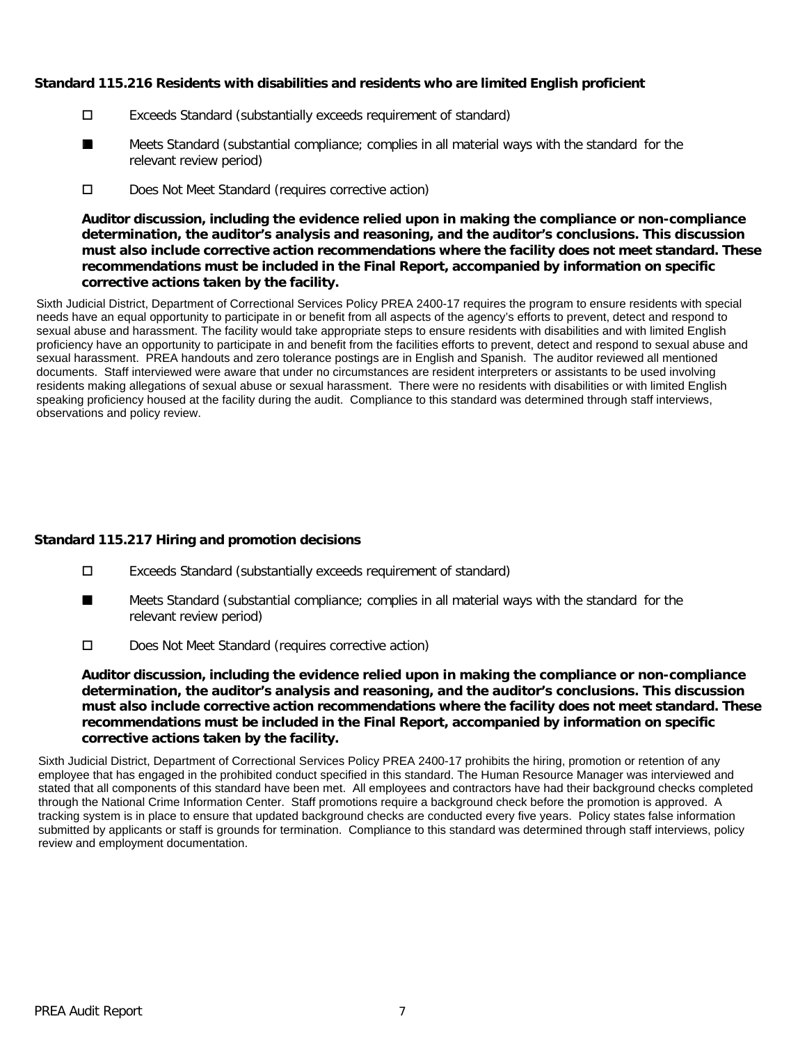**Standard 115.216 Residents with disabilities and residents who are limited English proficient**

- ☐ Exceeds Standard (substantially exceeds requirement of standard)
- ■ Meets Standard (substantial compliance; complies in all material ways with the standard for the relevant review period)
- ☐ Does Not Meet Standard (requires corrective action)

**Auditor discussion, including the evidence relied upon in making the compliance or non-compliance determination, the auditor's analysis and reasoning, and the auditor's conclusions. This discussion must also include corrective action recommendations where the facility does not meet standard. These recommendations must be included in the Final Report, accompanied by information on specific corrective actions taken by the facility.**

Sixth Judicial District, Department of Correctional Services Policy PREA 2400-17 requires the program to ensure residents with special needs have an equal opportunity to participate in or benefit from all aspects of the agency's efforts to prevent, detect and respond to sexual abuse and harassment. The facility would take appropriate steps to ensure residents with disabilities and with limited English proficiency have an opportunity to participate in and benefit from the facilities efforts to prevent, detect and respond to sexual abuse and sexual harassment. PREA handouts and zero tolerance postings are in English and Spanish. The auditor reviewed all mentioned documents. Staff interviewed were aware that under no circumstances are resident interpreters or assistants to be used involving residents making allegations of sexual abuse or sexual harassment. There were no residents with disabilities or with limited English speaking proficiency housed at the facility during the audit. Compliance to this standard was determined through staff interviews, observations and policy review.

**Standard 115.217 Hiring and promotion decisions**

- ☐ Exceeds Standard (substantially exceeds requirement of standard)
- ■ Meets Standard (substantial compliance; complies in all material ways with the standard for the relevant review period)
- ☐ Does Not Meet Standard (requires corrective action)

**Auditor discussion, including the evidence relied upon in making the compliance or non-compliance determination, the auditor's analysis and reasoning, and the auditor's conclusions. This discussion must also include corrective action recommendations where the facility does not meet standard. These recommendations must be included in the Final Report, accompanied by information on specific corrective actions taken by the facility.**

Sixth Judicial District, Department of Correctional Services Policy PREA 2400-17 prohibits the hiring, promotion or retention of any employee that has engaged in the prohibited conduct specified in this standard. The Human Resource Manager was interviewed and stated that all components of this standard have been met. All employees and contractors have had their background checks completed through the National Crime Information Center. Staff promotions require a background check before the promotion is approved. A tracking system is in place to ensure that updated background checks are conducted every five years. Policy states false information submitted by applicants or staff is grounds for termination. Compliance to this standard was determined through staff interviews, policy review and employment documentation.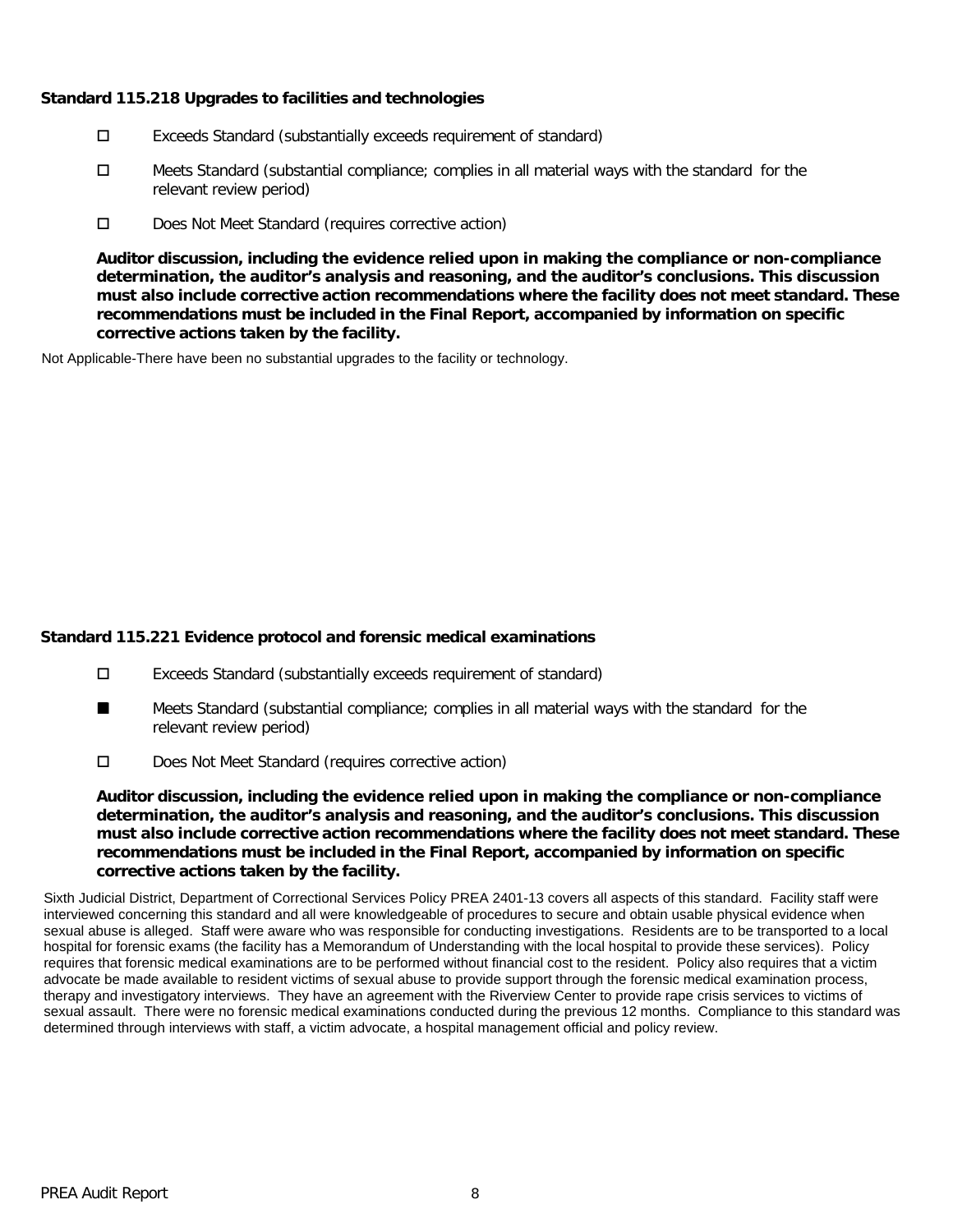### Standard 115.218 Upgrades to facilities and technologies

- ☐ Exceeds Standard (substantially exceeds requirement of standard)
- ☐ Meets Standard (substantial compliance; complies in all material ways with the standard for the relevant review period)
- ☐ Does Not Meet Standard (requires corrective action)

**Auditor discussion, including the evidence relied upon in making the compliance or non-compliance determination, the auditor's analysis and reasoning, and the auditor's conclusions. This discussion must also include corrective action recommendations where the facility does not meet standard. These recommendations must be included in the Final Report, accompanied by information on specific corrective actions taken by the facility.**

Not Applicable-There have been no substantial upgrades to the facility or technology.

### Standard 115.221 Evidence protocol and forensic medical examinations

- ☐ Exceeds Standard (substantially exceeds requirement of standard)
- ■ Meets Standard (substantial compliance; complies in all material ways with the standard for the relevant review period)
- ☐ Does Not Meet Standard (requires corrective action)

**Auditor discussion, including the evidence relied upon in making the compliance or non-compliance determination, the auditor's analysis and reasoning, and the auditor's conclusions. This discussion must also include corrective action recommendations where the facility does not meet standard. These recommendations must be included in the Final Report, accompanied by information on specific corrective actions taken by the facility.**

Sixth Judicial District, Department of Correctional Services Policy PREA 2401-13 covers all aspects of this standard. Facility staff were interviewed concerning this standard and all were knowledgeable of procedures to secure and obtain usable physical evidence when sexual abuse is alleged. Staff were aware who was responsible for conducting investigations. Residents are to be transported to a local hospital for forensic exams (the facility has a Memorandum of Understanding with the local hospital to provide these services). Policy requires that forensic medical examinations are to be performed without financial cost to the resident. Policy also requires that a victim advocate be made available to resident victims of sexual abuse to provide support through the forensic medical examination process, therapy and investigatory interviews. They have an agreement with the Riverview Center to provide rape crisis services to victims of sexual assault. There were no forensic medical examinations conducted during the previous 12 months. Compliance to this standard was determined through interviews with staff, a victim advocate, a hospital management official and policy review.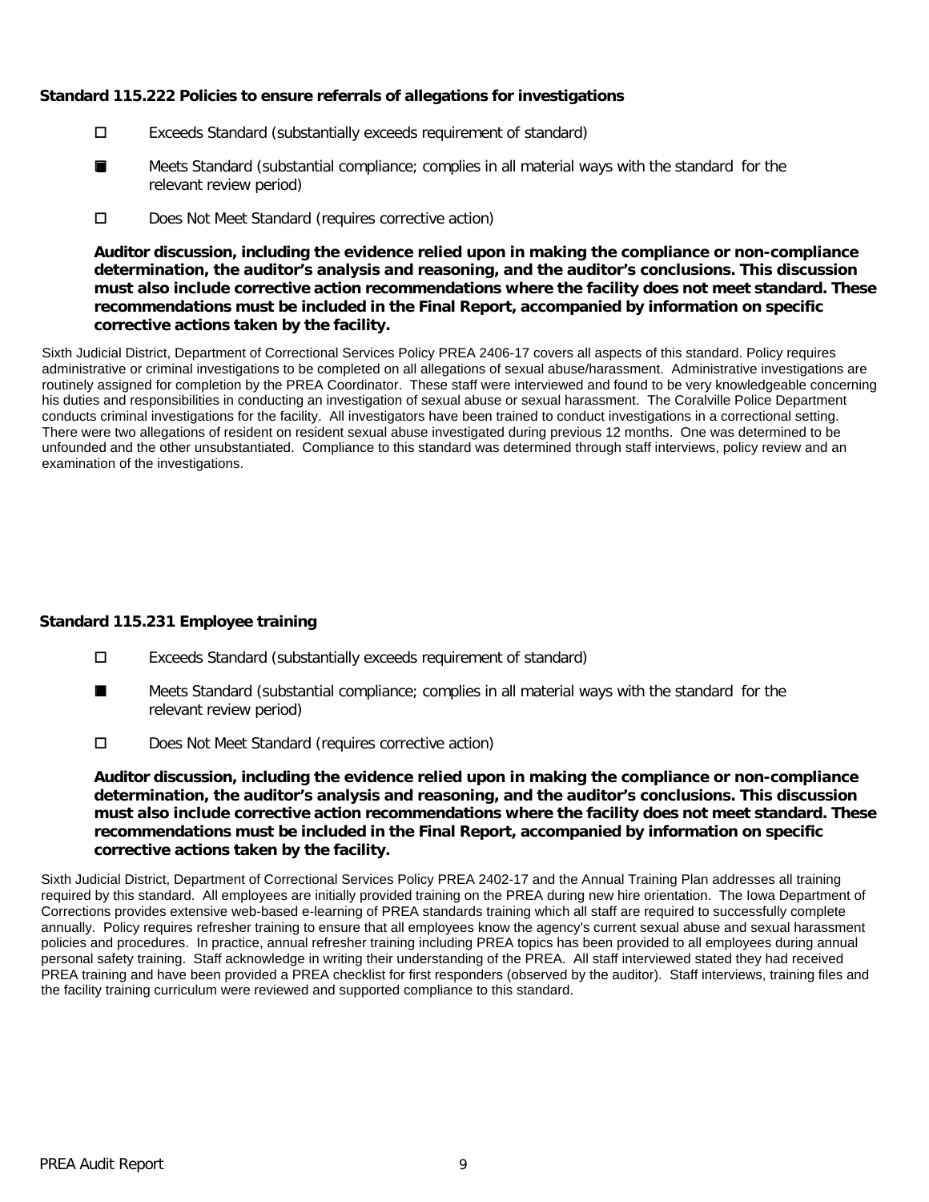### Standard 115.222 Policies to ensure referrals of allegations for investigations

- ☐ Exceeds Standard (substantially exceeds requirement of standard)
- ■ Meets Standard (substantial compliance; complies in all material ways with the standard for the relevant review period)
- ☐ Does Not Meet Standard (requires corrective action)

**Auditor discussion, including the evidence relied upon in making the compliance or non-compliance determination, the auditor's analysis and reasoning, and the auditor's conclusions. This discussion must also include corrective action recommendations where the facility does not meet standard. These recommendations must be included in the Final Report, accompanied by information on specific corrective actions taken by the facility.**

Sixth Judicial District, Department of Correctional Services Policy PREA 2406-17 covers all aspects of this standard. Policy requires administrative or criminal investigations to be completed on all allegations of sexual abuse/harassment. Administrative investigations are routinely assigned for completion by the PREA Coordinator. These staff were interviewed and found to be very knowledgeable concerning his duties and responsibilities in conducting an investigation of sexual abuse or sexual harassment. The Coralville Police Department conducts criminal investigations for the facility. All investigators have been trained to conduct investigations in a correctional setting. There were two allegations of resident on resident sexual abuse investigated during previous 12 months. One was determined to be unfounded and the other unsubstantiated. Compliance to this standard was determined through staff interviews, policy review and an examination of the investigations.

### Standard 115.231 Employee training

- ☐ Exceeds Standard (substantially exceeds requirement of standard)
- ■ Meets Standard (substantial compliance; complies in all material ways with the standard for the relevant review period)
- ☐ Does Not Meet Standard (requires corrective action)

**Auditor discussion, including the evidence relied upon in making the compliance or non-compliance determination, the auditor's analysis and reasoning, and the auditor's conclusions. This discussion must also include corrective action recommendations where the facility does not meet standard. These recommendations must be included in the Final Report, accompanied by information on specific corrective actions taken by the facility.**

Sixth Judicial District, Department of Correctional Services Policy PREA 2402-17 and the Annual Training Plan addresses all training required by this standard. All employees are initially provided training on the PREA during new hire orientation. The Iowa Department of Corrections provides extensive web-based e-learning of PREA standards training which all staff are required to successfully complete annually. Policy requires refresher training to ensure that all employees know the agency's current sexual abuse and sexual harassment policies and procedures. In practice, annual refresher training including PREA topics has been provided to all employees during annual personal safety training. Staff acknowledge in writing their understanding of the PREA. All staff interviewed stated they had received PREA training and have been provided a PREA checklist for first responders (observed by the auditor). Staff interviews, training files and the facility training curriculum were reviewed and supported compliance to this standard.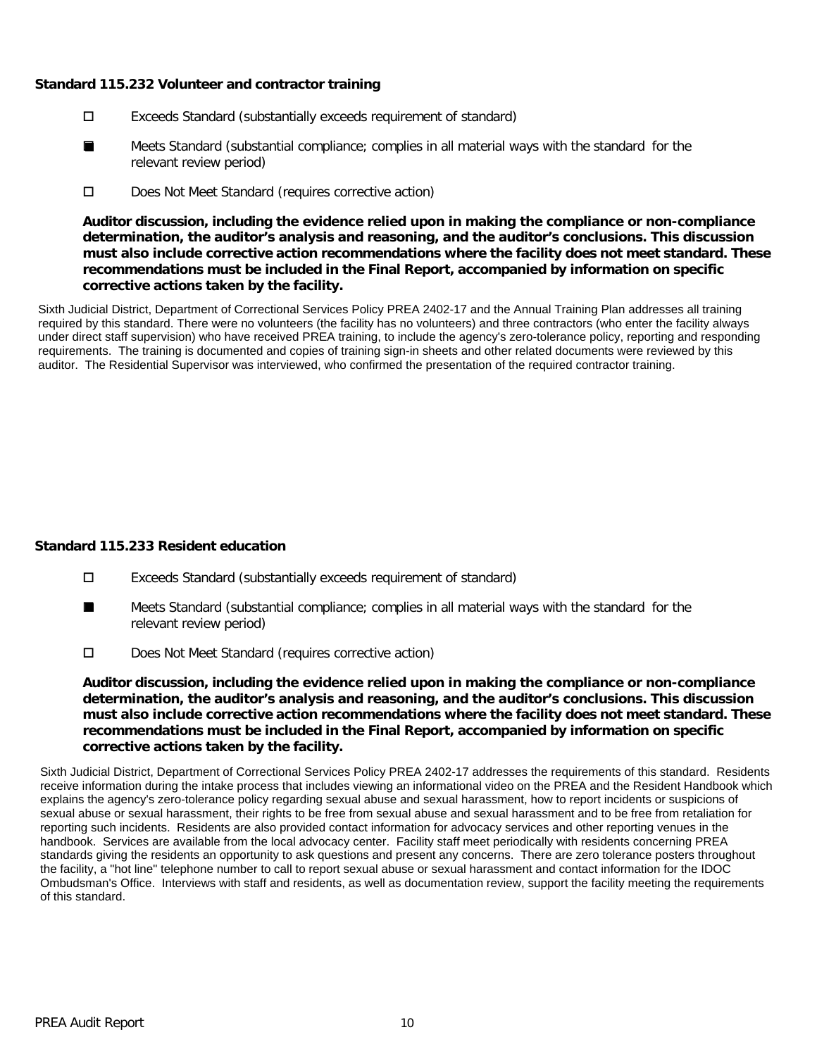### Standard 115.232 Volunteer and contractor training

- ☐ Exceeds Standard (substantially exceeds requirement of standard)
- ■ Meets Standard (substantial compliance; complies in all material ways with the standard for the relevant review period)
- ☐ Does Not Meet Standard (requires corrective action)

**Auditor discussion, including the evidence relied upon in making the compliance or non-compliance determination, the auditor's analysis and reasoning, and the auditor's conclusions. This discussion must also include corrective action recommendations where the facility does not meet standard. These recommendations must be included in the Final Report, accompanied by information on specific corrective actions taken by the facility.**

Sixth Judicial District, Department of Correctional Services Policy PREA 2402-17 and the Annual Training Plan addresses all training required by this standard. There were no volunteers (the facility has no volunteers) and three contractors (who enter the facility always under direct staff supervision) who have received PREA training, to include the agency's zero-tolerance policy, reporting and responding requirements. The training is documented and copies of training sign-in sheets and other related documents were reviewed by this auditor. The Residential Supervisor was interviewed, who confirmed the presentation of the required contractor training.

### Standard 115.233 Resident education

- ☐ Exceeds Standard (substantially exceeds requirement of standard)
- ■ Meets Standard (substantial compliance; complies in all material ways with the standard for the relevant review period)
- ☐ Does Not Meet Standard (requires corrective action)

**Auditor discussion, including the evidence relied upon in making the compliance or non-compliance determination, the auditor's analysis and reasoning, and the auditor's conclusions. This discussion must also include corrective action recommendations where the facility does not meet standard. These recommendations must be included in the Final Report, accompanied by information on specific corrective actions taken by the facility.**

Sixth Judicial District, Department of Correctional Services Policy PREA 2402-17 addresses the requirements of this standard. Residents receive information during the intake process that includes viewing an informational video on the PREA and the Resident Handbook which explains the agency's zero-tolerance policy regarding sexual abuse and sexual harassment, how to report incidents or suspicions of sexual abuse or sexual harassment, their rights to be free from sexual abuse and sexual harassment and to be free from retaliation for reporting such incidents. Residents are also provided contact information for advocacy services and other reporting venues in the handbook. Services are available from the local advocacy center. Facility staff meet periodically with residents concerning PREA standards giving the residents an opportunity to ask questions and present any concerns. There are zero tolerance posters throughout the facility, a "hot line" telephone number to call to report sexual abuse or sexual harassment and contact information for the IDOC Ombudsman's Office. Interviews with staff and residents, as well as documentation review, support the facility meeting the requirements of this standard.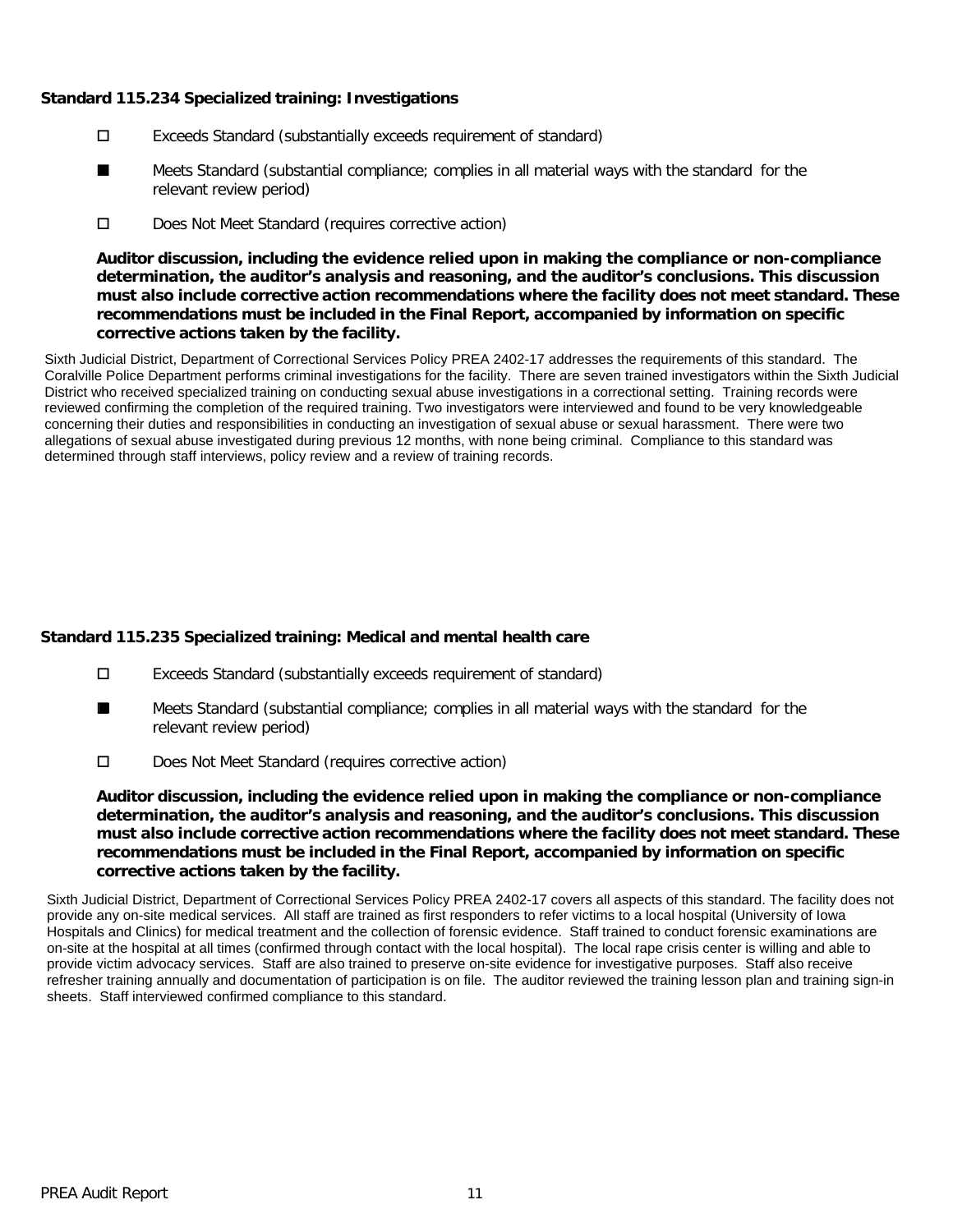**Standard 115.234 Specialized training: Investigations**

- ☐ Exceeds Standard (substantially exceeds requirement of standard)
- ■ Meets Standard (substantial compliance; complies in all material ways with the standard for the relevant review period)
- ☐ Does Not Meet Standard (requires corrective action)

**Auditor discussion, including the evidence relied upon in making the compliance or non-compliance determination, the auditor's analysis and reasoning, and the auditor's conclusions. This discussion must also include corrective action recommendations where the facility does not meet standard. These recommendations must be included in the Final Report, accompanied by information on specific corrective actions taken by the facility.**

Sixth Judicial District, Department of Correctional Services Policy PREA 2402-17 addresses the requirements of this standard. The Coralville Police Department performs criminal investigations for the facility. There are seven trained investigators within the Sixth Judicial District who received specialized training on conducting sexual abuse investigations in a correctional setting. Training records were reviewed confirming the completion of the required training. Two investigators were interviewed and found to be very knowledgeable concerning their duties and responsibilities in conducting an investigation of sexual abuse or sexual harassment. There were two allegations of sexual abuse investigated during previous 12 months, with none being criminal. Compliance to this standard was determined through staff interviews, policy review and a review of training records.

**Standard 115.235 Specialized training: Medical and mental health care**

- ☐ Exceeds Standard (substantially exceeds requirement of standard)
- ■ Meets Standard (substantial compliance; complies in all material ways with the standard for the relevant review period)
- ☐ Does Not Meet Standard (requires corrective action)

**Auditor discussion, including the evidence relied upon in making the compliance or non-compliance determination, the auditor's analysis and reasoning, and the auditor's conclusions. This discussion must also include corrective action recommendations where the facility does not meet standard. These recommendations must be included in the Final Report, accompanied by information on specific corrective actions taken by the facility.**

Sixth Judicial District, Department of Correctional Services Policy PREA 2402-17 covers all aspects of this standard. The facility does not provide any on-site medical services. All staff are trained as first responders to refer victims to a local hospital (University of Iowa Hospitals and Clinics) for medical treatment and the collection of forensic evidence. Staff trained to conduct forensic examinations are on-site at the hospital at all times (confirmed through contact with the local hospital). The local rape crisis center is willing and able to provide victim advocacy services. Staff are also trained to preserve on-site evidence for investigative purposes. Staff also receive refresher training annually and documentation of participation is on file. The auditor reviewed the training lesson plan and training sign-in sheets. Staff interviewed confirmed compliance to this standard.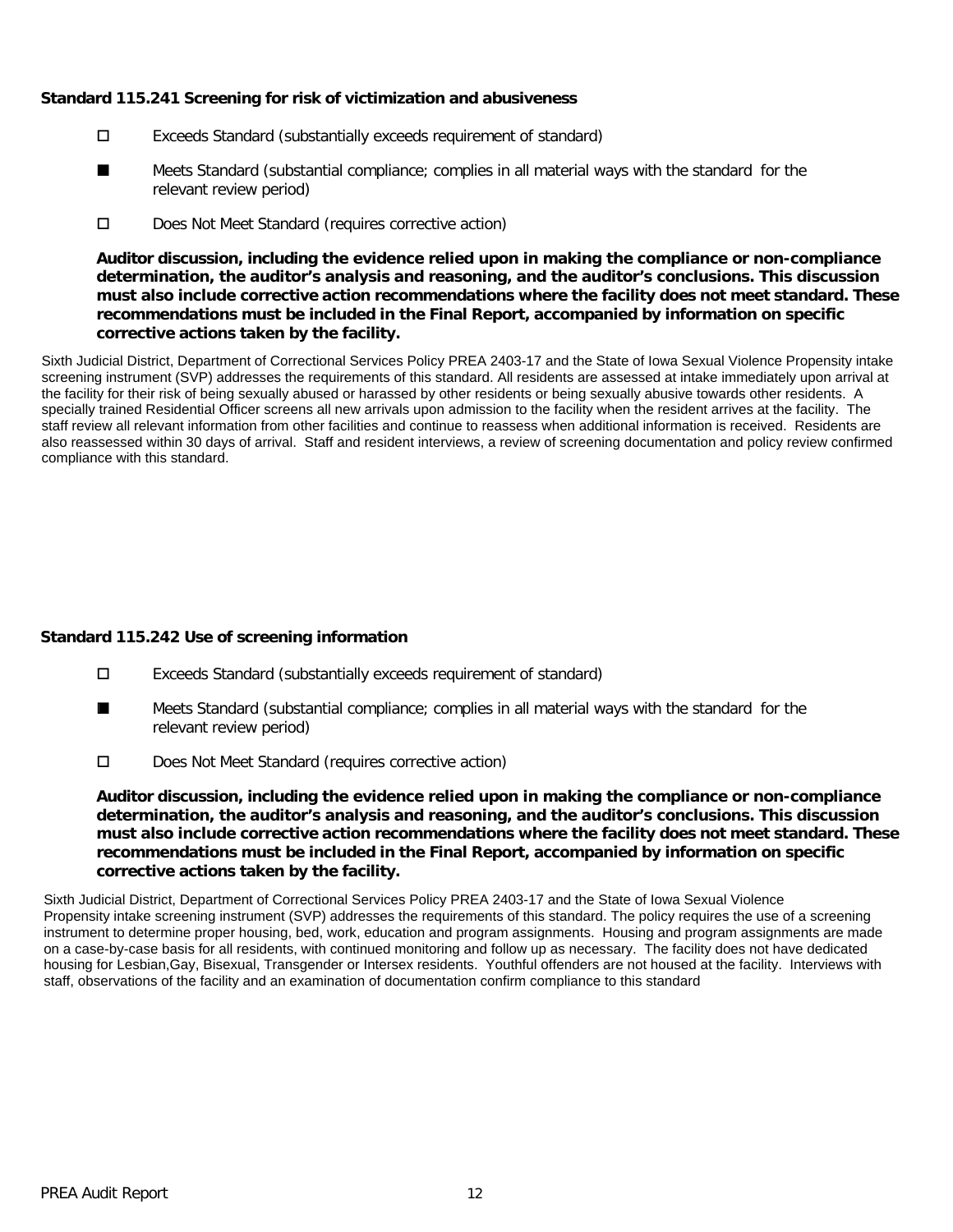### Standard 115.241 Screening for risk of victimization and abusiveness

- ☐ Exceeds Standard (substantially exceeds requirement of standard)
- ■ Meets Standard (substantial compliance; complies in all material ways with the standard for the relevant review period)
- ☐ Does Not Meet Standard (requires corrective action)

**Auditor discussion, including the evidence relied upon in making the compliance or non-compliance determination, the auditor's analysis and reasoning, and the auditor's conclusions. This discussion must also include corrective action recommendations where the facility does not meet standard. These recommendations must be included in the Final Report, accompanied by information on specific corrective actions taken by the facility.**

Sixth Judicial District, Department of Correctional Services Policy PREA 2403-17 and the State of Iowa Sexual Violence Propensity intake screening instrument (SVP) addresses the requirements of this standard. All residents are assessed at intake immediately upon arrival at the facility for their risk of being sexually abused or harassed by other residents or being sexually abusive towards other residents. A specially trained Residential Officer screens all new arrivals upon admission to the facility when the resident arrives at the facility. The staff review all relevant information from other facilities and continue to reassess when additional information is received. Residents are also reassessed within 30 days of arrival. Staff and resident interviews, a review of screening documentation and policy review confirmed compliance with this standard.

### Standard 115.242 Use of screening information

- ☐ Exceeds Standard (substantially exceeds requirement of standard)
- ■ Meets Standard (substantial compliance; complies in all material ways with the standard for the relevant review period)
- ☐ Does Not Meet Standard (requires corrective action)

**Auditor discussion, including the evidence relied upon in making the compliance or non-compliance determination, the auditor's analysis and reasoning, and the auditor's conclusions. This discussion must also include corrective action recommendations where the facility does not meet standard. These recommendations must be included in the Final Report, accompanied by information on specific corrective actions taken by the facility.**

Sixth Judicial District, Department of Correctional Services Policy PREA 2403-17 and the State of Iowa Sexual Violence Propensity intake screening instrument (SVP) addresses the requirements of this standard. The policy requires the use of a screening instrument to determine proper housing, bed, work, education and program assignments. Housing and program assignments are made on a case-by-case basis for all residents, with continued monitoring and follow up as necessary. The facility does not have dedicated housing for Lesbian,Gay, Bisexual, Transgender or Intersex residents. Youthful offenders are not housed at the facility. Interviews with staff, observations of the facility and an examination of documentation confirm compliance to this standard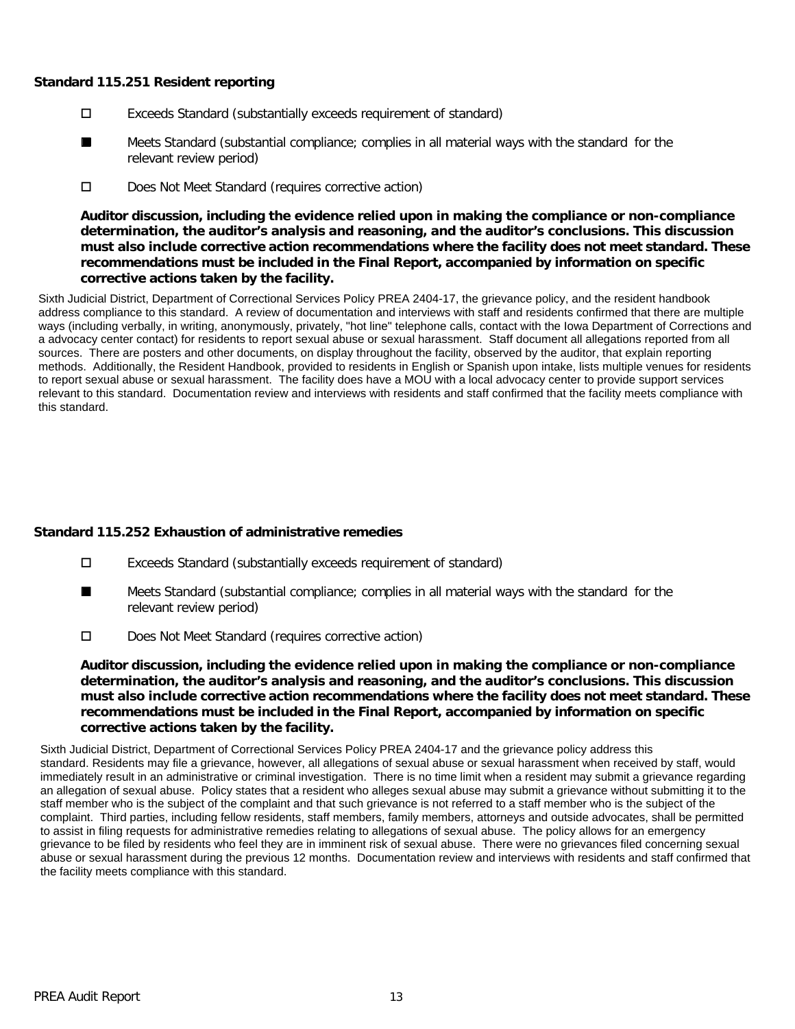**Standard 115.251 Resident reporting**

- ☐ Exceeds Standard (substantially exceeds requirement of standard)
- ■ Meets Standard (substantial compliance; complies in all material ways with the standard for the relevant review period)
- ☐ Does Not Meet Standard (requires corrective action)

**Auditor discussion, including the evidence relied upon in making the compliance or non-compliance determination, the auditor's analysis and reasoning, and the auditor's conclusions. This discussion must also include corrective action recommendations where the facility does not meet standard. These recommendations must be included in the Final Report, accompanied by information on specific corrective actions taken by the facility.**

Sixth Judicial District, Department of Correctional Services Policy PREA 2404-17, the grievance policy, and the resident handbook address compliance to this standard. A review of documentation and interviews with staff and residents confirmed that there are multiple ways (including verbally, in writing, anonymously, privately, "hot line" telephone calls, contact with the Iowa Department of Corrections and a advocacy center contact) for residents to report sexual abuse or sexual harassment. Staff document all allegations reported from all sources. There are posters and other documents, on display throughout the facility, observed by the auditor, that explain reporting methods. Additionally, the Resident Handbook, provided to residents in English or Spanish upon intake, lists multiple venues for residents to report sexual abuse or sexual harassment. The facility does have a MOU with a local advocacy center to provide support services relevant to this standard. Documentation review and interviews with residents and staff confirmed that the facility meets compliance with this standard.

**Standard 115.252 Exhaustion of administrative remedies**

- ☐ Exceeds Standard (substantially exceeds requirement of standard)
- ■ Meets Standard (substantial compliance; complies in all material ways with the standard for the relevant review period)
- ☐ Does Not Meet Standard (requires corrective action)

**Auditor discussion, including the evidence relied upon in making the compliance or non-compliance determination, the auditor's analysis and reasoning, and the auditor's conclusions. This discussion must also include corrective action recommendations where the facility does not meet standard. These recommendations must be included in the Final Report, accompanied by information on specific corrective actions taken by the facility.**

Sixth Judicial District, Department of Correctional Services Policy PREA 2404-17 and the grievance policy address this standard. Residents may file a grievance, however, all allegations of sexual abuse or sexual harassment when received by staff, would immediately result in an administrative or criminal investigation. There is no time limit when a resident may submit a grievance regarding an allegation of sexual abuse. Policy states that a resident who alleges sexual abuse may submit a grievance without submitting it to the staff member who is the subject of the complaint and that such grievance is not referred to a staff member who is the subject of the complaint. Third parties, including fellow residents, staff members, family members, attorneys and outside advocates, shall be permitted to assist in filing requests for administrative remedies relating to allegations of sexual abuse. The policy allows for an emergency grievance to be filed by residents who feel they are in imminent risk of sexual abuse. There were no grievances filed concerning sexual abuse or sexual harassment during the previous 12 months. Documentation review and interviews with residents and staff confirmed that the facility meets compliance with this standard.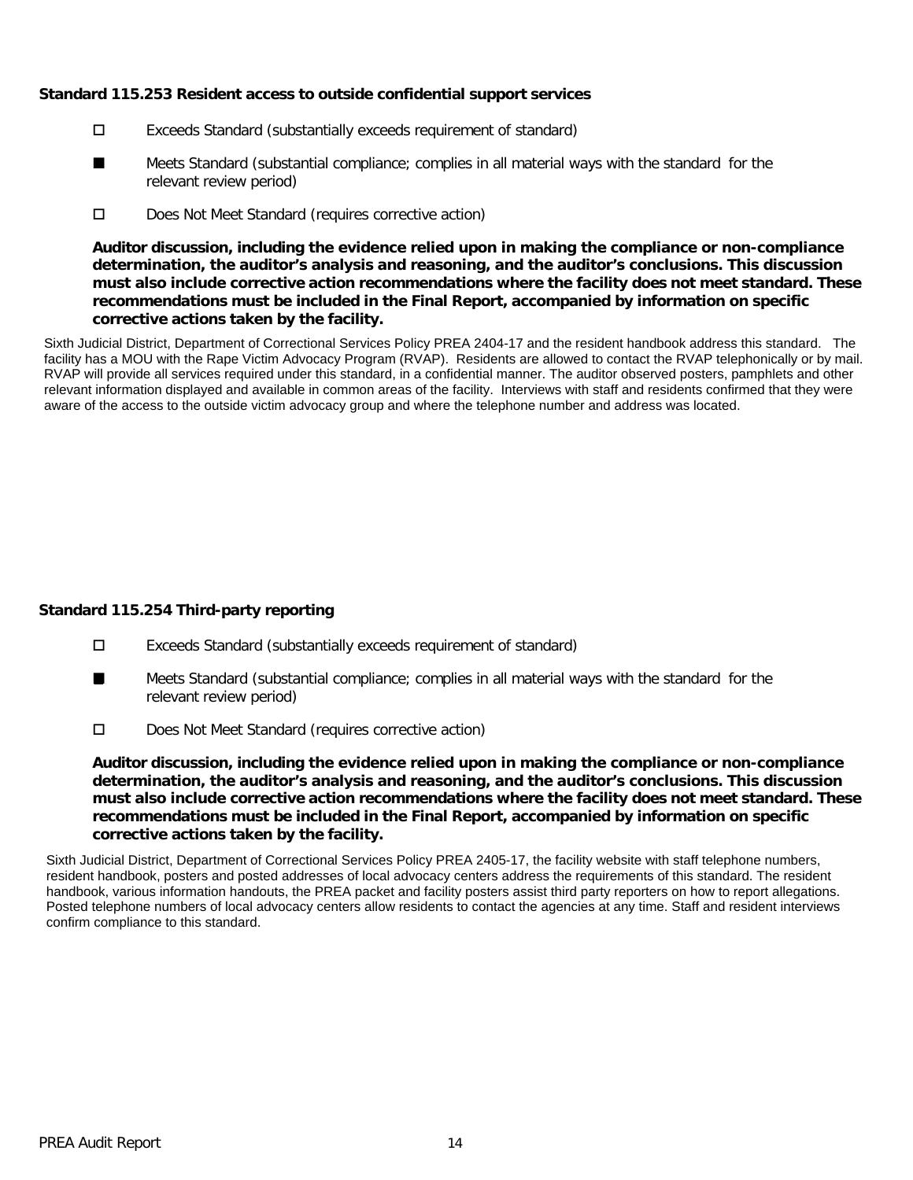### Standard 115.253 Resident access to outside confidential support services

- ☐ Exceeds Standard (substantially exceeds requirement of standard)
- ■ Meets Standard (substantial compliance; complies in all material ways with the standard for the relevant review period)
- ☐ Does Not Meet Standard (requires corrective action)

**Auditor discussion, including the evidence relied upon in making the compliance or non-compliance determination, the auditor's analysis and reasoning, and the auditor's conclusions. This discussion must also include corrective action recommendations where the facility does not meet standard. These recommendations must be included in the Final Report, accompanied by information on specific corrective actions taken by the facility.**

Sixth Judicial District, Department of Correctional Services Policy PREA 2404-17 and the resident handbook address this standard. The facility has a MOU with the Rape Victim Advocacy Program (RVAP). Residents are allowed to contact the RVAP telephonically or by mail. RVAP will provide all services required under this standard, in a confidential manner. The auditor observed posters, pamphlets and other relevant information displayed and available in common areas of the facility. Interviews with staff and residents confirmed that they were aware of the access to the outside victim advocacy group and where the telephone number and address was located.

### Standard 115.254 Third-party reporting

- ☐ Exceeds Standard (substantially exceeds requirement of standard)
- ■ Meets Standard (substantial compliance; complies in all material ways with the standard for the relevant review period)
- ☐ Does Not Meet Standard (requires corrective action)

**Auditor discussion, including the evidence relied upon in making the compliance or non-compliance determination, the auditor's analysis and reasoning, and the auditor's conclusions. This discussion must also include corrective action recommendations where the facility does not meet standard. These recommendations must be included in the Final Report, accompanied by information on specific corrective actions taken by the facility.**

Sixth Judicial District, Department of Correctional Services Policy PREA 2405-17, the facility website with staff telephone numbers, resident handbook, posters and posted addresses of local advocacy centers address the requirements of this standard. The resident handbook, various information handouts, the PREA packet and facility posters assist third party reporters on how to report allegations. Posted telephone numbers of local advocacy centers allow residents to contact the agencies at any time. Staff and resident interviews confirm compliance to this standard.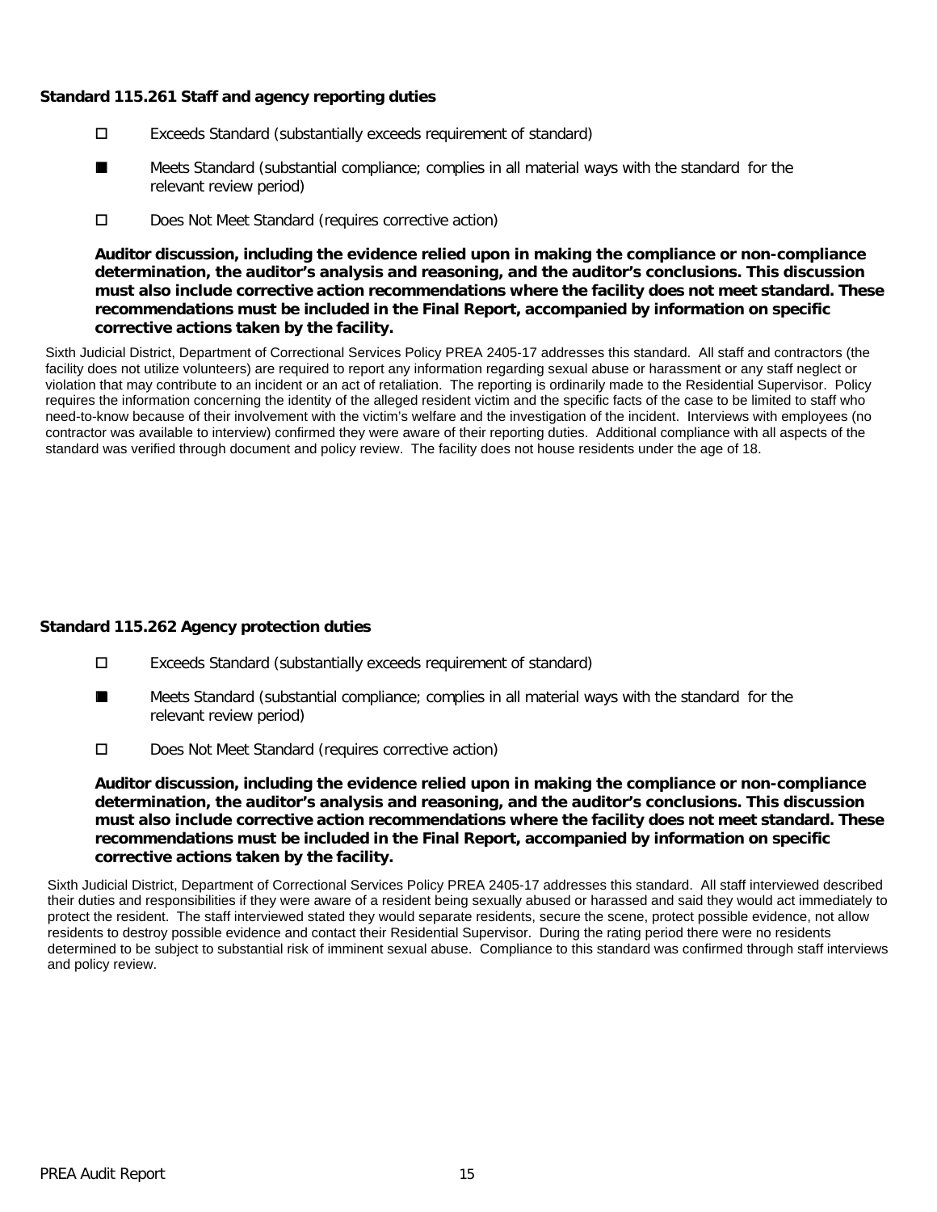**Standard 115.261 Staff and agency reporting duties**

- ☐ Exceeds Standard (substantially exceeds requirement of standard)
- ■ Meets Standard (substantial compliance; complies in all material ways with the standard for the relevant review period)
- ☐ Does Not Meet Standard (requires corrective action)

**Auditor discussion, including the evidence relied upon in making the compliance or non-compliance determination, the auditor's analysis and reasoning, and the auditor's conclusions. This discussion must also include corrective action recommendations where the facility does not meet standard. These recommendations must be included in the Final Report, accompanied by information on specific corrective actions taken by the facility.**

Sixth Judicial District, Department of Correctional Services Policy PREA 2405-17 addresses this standard. All staff and contractors (the facility does not utilize volunteers) are required to report any information regarding sexual abuse or harassment or any staff neglect or violation that may contribute to an incident or an act of retaliation. The reporting is ordinarily made to the Residential Supervisor. Policy requires the information concerning the identity of the alleged resident victim and the specific facts of the case to be limited to staff who need-to-know because of their involvement with the victim's welfare and the investigation of the incident. Interviews with employees (no contractor was available to interview) confirmed they were aware of their reporting duties. Additional compliance with all aspects of the standard was verified through document and policy review. The facility does not house residents under the age of 18.

**Standard 115.262 Agency protection duties**

- ☐ Exceeds Standard (substantially exceeds requirement of standard)
- ■ Meets Standard (substantial compliance; complies in all material ways with the standard for the relevant review period)
- ☐ Does Not Meet Standard (requires corrective action)

**Auditor discussion, including the evidence relied upon in making the compliance or non-compliance determination, the auditor's analysis and reasoning, and the auditor's conclusions. This discussion must also include corrective action recommendations where the facility does not meet standard. These recommendations must be included in the Final Report, accompanied by information on specific corrective actions taken by the facility.**

Sixth Judicial District, Department of Correctional Services Policy PREA 2405-17 addresses this standard. All staff interviewed described their duties and responsibilities if they were aware of a resident being sexually abused or harassed and said they would act immediately to protect the resident. The staff interviewed stated they would separate residents, secure the scene, protect possible evidence, not allow residents to destroy possible evidence and contact their Residential Supervisor. During the rating period there were no residents determined to be subject to substantial risk of imminent sexual abuse. Compliance to this standard was confirmed through staff interviews and policy review.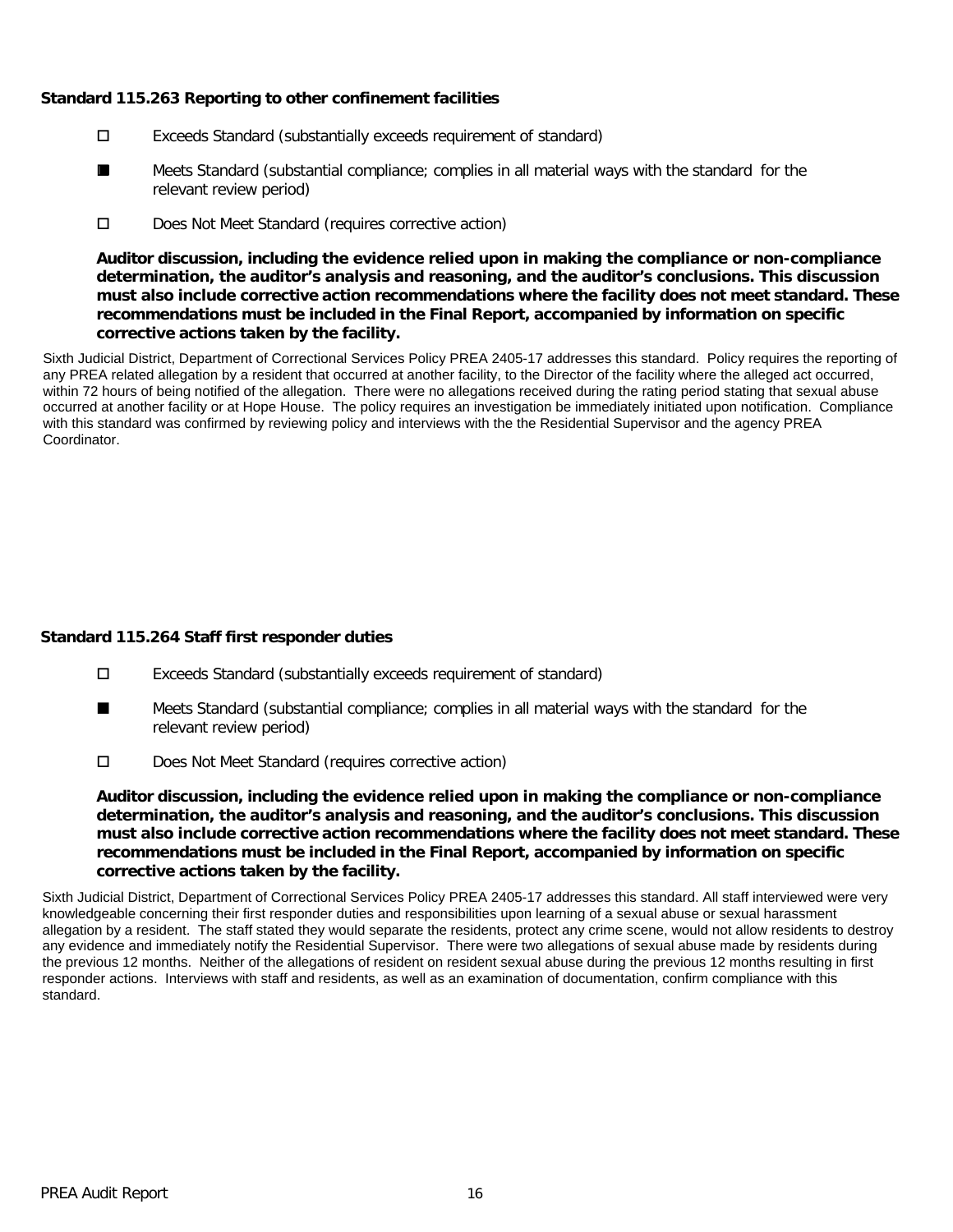**Standard 115.263 Reporting to other confinement facilities**

- ☐ Exceeds Standard (substantially exceeds requirement of standard)
- ■ Meets Standard (substantial compliance; complies in all material ways with the standard for the relevant review period)
- ☐ Does Not Meet Standard (requires corrective action)

**Auditor discussion, including the evidence relied upon in making the compliance or non-compliance determination, the auditor's analysis and reasoning, and the auditor's conclusions. This discussion must also include corrective action recommendations where the facility does not meet standard. These recommendations must be included in the Final Report, accompanied by information on specific corrective actions taken by the facility.**

Sixth Judicial District, Department of Correctional Services Policy PREA 2405-17 addresses this standard. Policy requires the reporting of any PREA related allegation by a resident that occurred at another facility, to the Director of the facility where the alleged act occurred, within 72 hours of being notified of the allegation. There were no allegations received during the rating period stating that sexual abuse occurred at another facility or at Hope House. The policy requires an investigation be immediately initiated upon notification. Compliance with this standard was confirmed by reviewing policy and interviews with the the Residential Supervisor and the agency PREA Coordinator.

**Standard 115.264 Staff first responder duties**

- ☐ Exceeds Standard (substantially exceeds requirement of standard)
- ■ Meets Standard (substantial compliance; complies in all material ways with the standard for the relevant review period)
- ☐ Does Not Meet Standard (requires corrective action)

**Auditor discussion, including the evidence relied upon in making the compliance or non-compliance determination, the auditor's analysis and reasoning, and the auditor's conclusions. This discussion must also include corrective action recommendations where the facility does not meet standard. These recommendations must be included in the Final Report, accompanied by information on specific corrective actions taken by the facility.**

Sixth Judicial District, Department of Correctional Services Policy PREA 2405-17 addresses this standard. All staff interviewed were very knowledgeable concerning their first responder duties and responsibilities upon learning of a sexual abuse or sexual harassment allegation by a resident. The staff stated they would separate the residents, protect any crime scene, would not allow residents to destroy any evidence and immediately notify the Residential Supervisor. There were two allegations of sexual abuse made by residents during the previous 12 months. Neither of the allegations of resident on resident sexual abuse during the previous 12 months resulting in first responder actions. Interviews with staff and residents, as well as an examination of documentation, confirm compliance with this standard.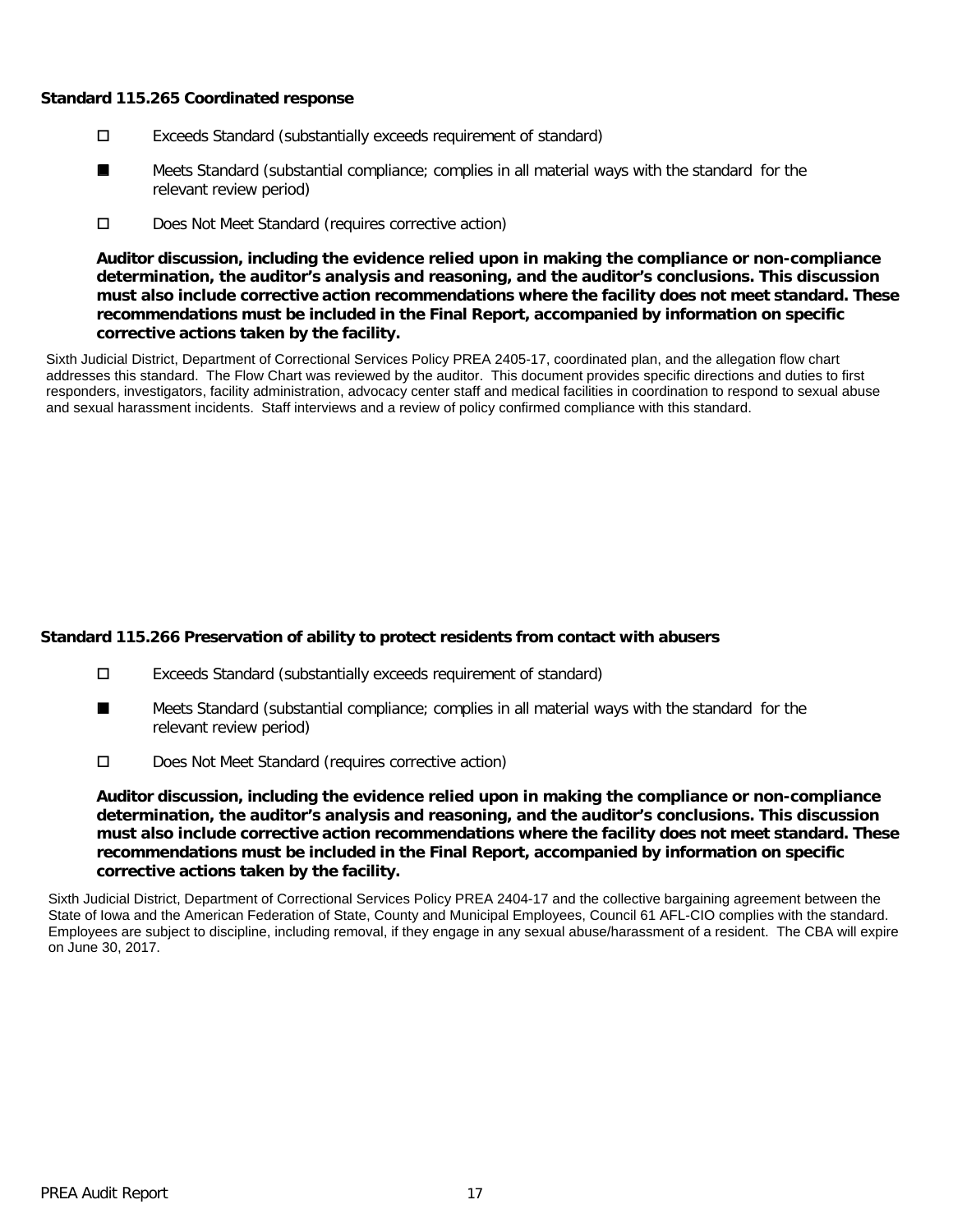**Standard 115.265 Coordinated response**

- ☐ Exceeds Standard (substantially exceeds requirement of standard)
- ■ Meets Standard (substantial compliance; complies in all material ways with the standard for the relevant review period)
- ☐ Does Not Meet Standard (requires corrective action)

**Auditor discussion, including the evidence relied upon in making the compliance or non-compliance determination, the auditor's analysis and reasoning, and the auditor's conclusions. This discussion must also include corrective action recommendations where the facility does not meet standard. These recommendations must be included in the Final Report, accompanied by information on specific corrective actions taken by the facility.**

Sixth Judicial District, Department of Correctional Services Policy PREA 2405-17, coordinated plan, and the allegation flow chart addresses this standard. The Flow Chart was reviewed by the auditor. This document provides specific directions and duties to first responders, investigators, facility administration, advocacy center staff and medical facilities in coordination to respond to sexual abuse and sexual harassment incidents. Staff interviews and a review of policy confirmed compliance with this standard.

**Standard 115.266 Preservation of ability to protect residents from contact with abusers**

- ☐ Exceeds Standard (substantially exceeds requirement of standard)
- ■ Meets Standard (substantial compliance; complies in all material ways with the standard for the relevant review period)
- ☐ Does Not Meet Standard (requires corrective action)

**Auditor discussion, including the evidence relied upon in making the compliance or non-compliance determination, the auditor's analysis and reasoning, and the auditor's conclusions. This discussion must also include corrective action recommendations where the facility does not meet standard. These recommendations must be included in the Final Report, accompanied by information on specific corrective actions taken by the facility.**

Sixth Judicial District, Department of Correctional Services Policy PREA 2404-17 and the collective bargaining agreement between the State of Iowa and the American Federation of State, County and Municipal Employees, Council 61 AFL-CIO complies with the standard. Employees are subject to discipline, including removal, if they engage in any sexual abuse/harassment of a resident. The CBA will expire on June 30, 2017.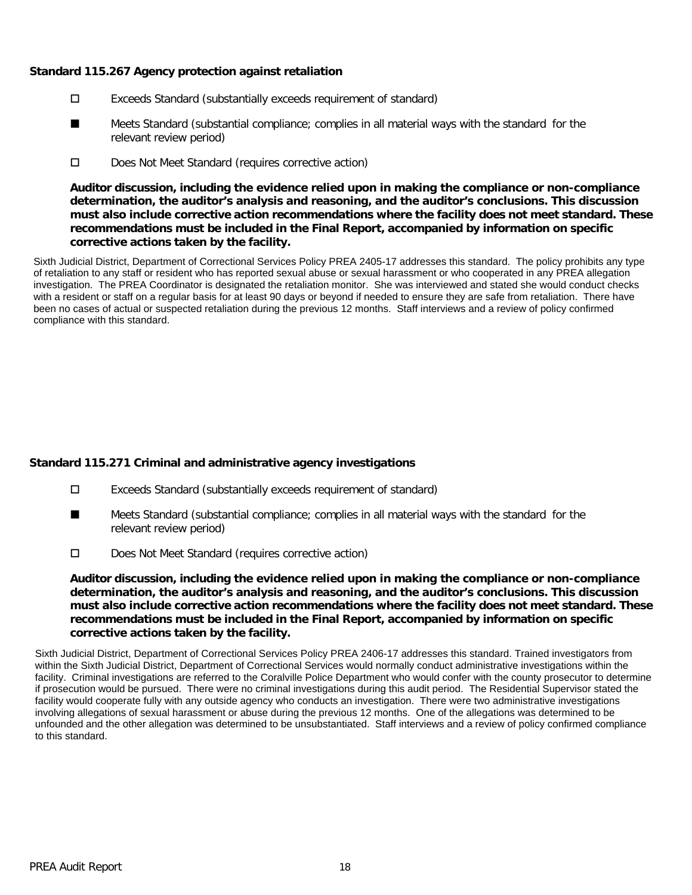### Standard 115.267 Agency protection against retaliation

- ☐ Exceeds Standard (substantially exceeds requirement of standard)
- ■ Meets Standard (substantial compliance; complies in all material ways with the standard for the relevant review period)
- ☐ Does Not Meet Standard (requires corrective action)

**Auditor discussion, including the evidence relied upon in making the compliance or non-compliance determination, the auditor's analysis and reasoning, and the auditor's conclusions. This discussion must also include corrective action recommendations where the facility does not meet standard. These recommendations must be included in the Final Report, accompanied by information on specific corrective actions taken by the facility.**

Sixth Judicial District, Department of Correctional Services Policy PREA 2405-17 addresses this standard. The policy prohibits any type of retaliation to any staff or resident who has reported sexual abuse or sexual harassment or who cooperated in any PREA allegation investigation. The PREA Coordinator is designated the retaliation monitor. She was interviewed and stated she would conduct checks with a resident or staff on a regular basis for at least 90 days or beyond if needed to ensure they are safe from retaliation. There have been no cases of actual or suspected retaliation during the previous 12 months. Staff interviews and a review of policy confirmed compliance with this standard.

### Standard 115.271 Criminal and administrative agency investigations

- ☐ Exceeds Standard (substantially exceeds requirement of standard)
- ■ Meets Standard (substantial compliance; complies in all material ways with the standard for the relevant review period)
- ☐ Does Not Meet Standard (requires corrective action)

**Auditor discussion, including the evidence relied upon in making the compliance or non-compliance determination, the auditor's analysis and reasoning, and the auditor's conclusions. This discussion must also include corrective action recommendations where the facility does not meet standard. These recommendations must be included in the Final Report, accompanied by information on specific corrective actions taken by the facility.**

Sixth Judicial District, Department of Correctional Services Policy PREA 2406-17 addresses this standard. Trained investigators from within the Sixth Judicial District, Department of Correctional Services would normally conduct administrative investigations within the facility. Criminal investigations are referred to the Coralville Police Department who would confer with the county prosecutor to determine if prosecution would be pursued. There were no criminal investigations during this audit period. The Residential Supervisor stated the facility would cooperate fully with any outside agency who conducts an investigation. There were two administrative investigations involving allegations of sexual harassment or abuse during the previous 12 months. One of the allegations was determined to be unfounded and the other allegation was determined to be unsubstantiated. Staff interviews and a review of policy confirmed compliance to this standard.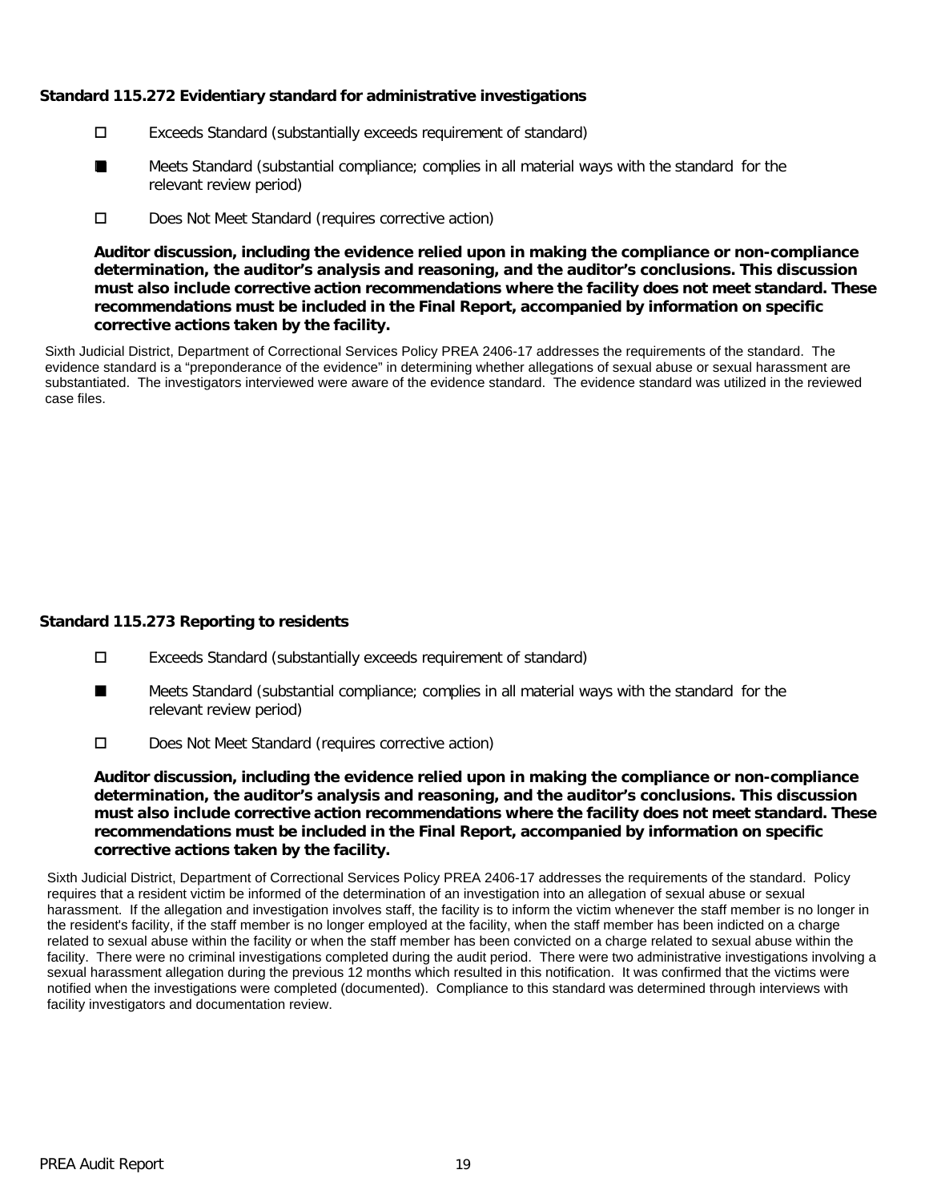### Standard 115.272 Evidentiary standard for administrative investigations

- ☐ Exceeds Standard (substantially exceeds requirement of standard)
- ■ Meets Standard (substantial compliance; complies in all material ways with the standard for the relevant review period)
- ☐ Does Not Meet Standard (requires corrective action)

**Auditor discussion, including the evidence relied upon in making the compliance or non-compliance determination, the auditor's analysis and reasoning, and the auditor's conclusions. This discussion must also include corrective action recommendations where the facility does not meet standard. These recommendations must be included in the Final Report, accompanied by information on specific corrective actions taken by the facility.**

Sixth Judicial District, Department of Correctional Services Policy PREA 2406-17 addresses the requirements of the standard. The evidence standard is a "preponderance of the evidence" in determining whether allegations of sexual abuse or sexual harassment are substantiated. The investigators interviewed were aware of the evidence standard. The evidence standard was utilized in the reviewed case files.

### Standard 115.273 Reporting to residents

- ☐ Exceeds Standard (substantially exceeds requirement of standard)
- ■ Meets Standard (substantial compliance; complies in all material ways with the standard for the relevant review period)
- ☐ Does Not Meet Standard (requires corrective action)

**Auditor discussion, including the evidence relied upon in making the compliance or non-compliance determination, the auditor's analysis and reasoning, and the auditor's conclusions. This discussion must also include corrective action recommendations where the facility does not meet standard. These recommendations must be included in the Final Report, accompanied by information on specific corrective actions taken by the facility.**

Sixth Judicial District, Department of Correctional Services Policy PREA 2406-17 addresses the requirements of the standard. Policy requires that a resident victim be informed of the determination of an investigation into an allegation of sexual abuse or sexual harassment. If the allegation and investigation involves staff, the facility is to inform the victim whenever the staff member is no longer in the resident's facility, if the staff member is no longer employed at the facility, when the staff member has been indicted on a charge related to sexual abuse within the facility or when the staff member has been convicted on a charge related to sexual abuse within the facility. There were no criminal investigations completed during the audit period. There were two administrative investigations involving a sexual harassment allegation during the previous 12 months which resulted in this notification. It was confirmed that the victims were notified when the investigations were completed (documented). Compliance to this standard was determined through interviews with facility investigators and documentation review.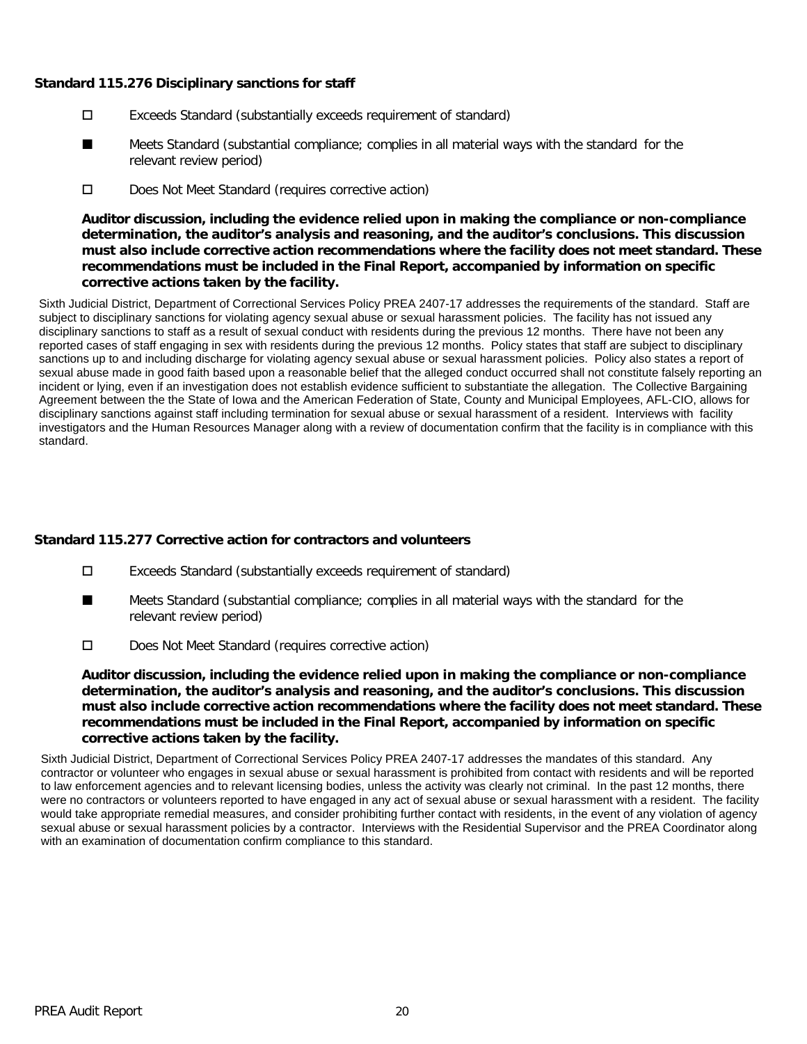### Standard 115.276 Disciplinary sanctions for staff

- ☐ Exceeds Standard (substantially exceeds requirement of standard)
- ■ Meets Standard (substantial compliance; complies in all material ways with the standard for the relevant review period)
- ☐ Does Not Meet Standard (requires corrective action)

**Auditor discussion, including the evidence relied upon in making the compliance or non-compliance determination, the auditor's analysis and reasoning, and the auditor's conclusions. This discussion must also include corrective action recommendations where the facility does not meet standard. These recommendations must be included in the Final Report, accompanied by information on specific corrective actions taken by the facility.**

Sixth Judicial District, Department of Correctional Services Policy PREA 2407-17 addresses the requirements of the standard. Staff are subject to disciplinary sanctions for violating agency sexual abuse or sexual harassment policies. The facility has not issued any disciplinary sanctions to staff as a result of sexual conduct with residents during the previous 12 months. There have not been any reported cases of staff engaging in sex with residents during the previous 12 months. Policy states that staff are subject to disciplinary sanctions up to and including discharge for violating agency sexual abuse or sexual harassment policies. Policy also states a report of sexual abuse made in good faith based upon a reasonable belief that the alleged conduct occurred shall not constitute falsely reporting an incident or lying, even if an investigation does not establish evidence sufficient to substantiate the allegation. The Collective Bargaining Agreement between the the State of Iowa and the American Federation of State, County and Municipal Employees, AFL-CIO, allows for disciplinary sanctions against staff including termination for sexual abuse or sexual harassment of a resident. Interviews with facility investigators and the Human Resources Manager along with a review of documentation confirm that the facility is in compliance with this standard.

### Standard 115.277 Corrective action for contractors and volunteers

- ☐ Exceeds Standard (substantially exceeds requirement of standard)
- ■ Meets Standard (substantial compliance; complies in all material ways with the standard for the relevant review period)
- ☐ Does Not Meet Standard (requires corrective action)

**Auditor discussion, including the evidence relied upon in making the compliance or non-compliance determination, the auditor's analysis and reasoning, and the auditor's conclusions. This discussion must also include corrective action recommendations where the facility does not meet standard. These recommendations must be included in the Final Report, accompanied by information on specific corrective actions taken by the facility.**

Sixth Judicial District, Department of Correctional Services Policy PREA 2407-17 addresses the mandates of this standard. Any contractor or volunteer who engages in sexual abuse or sexual harassment is prohibited from contact with residents and will be reported to law enforcement agencies and to relevant licensing bodies, unless the activity was clearly not criminal. In the past 12 months, there were no contractors or volunteers reported to have engaged in any act of sexual abuse or sexual harassment with a resident. The facility would take appropriate remedial measures, and consider prohibiting further contact with residents, in the event of any violation of agency sexual abuse or sexual harassment policies by a contractor. Interviews with the Residential Supervisor and the PREA Coordinator along with an examination of documentation confirm compliance to this standard.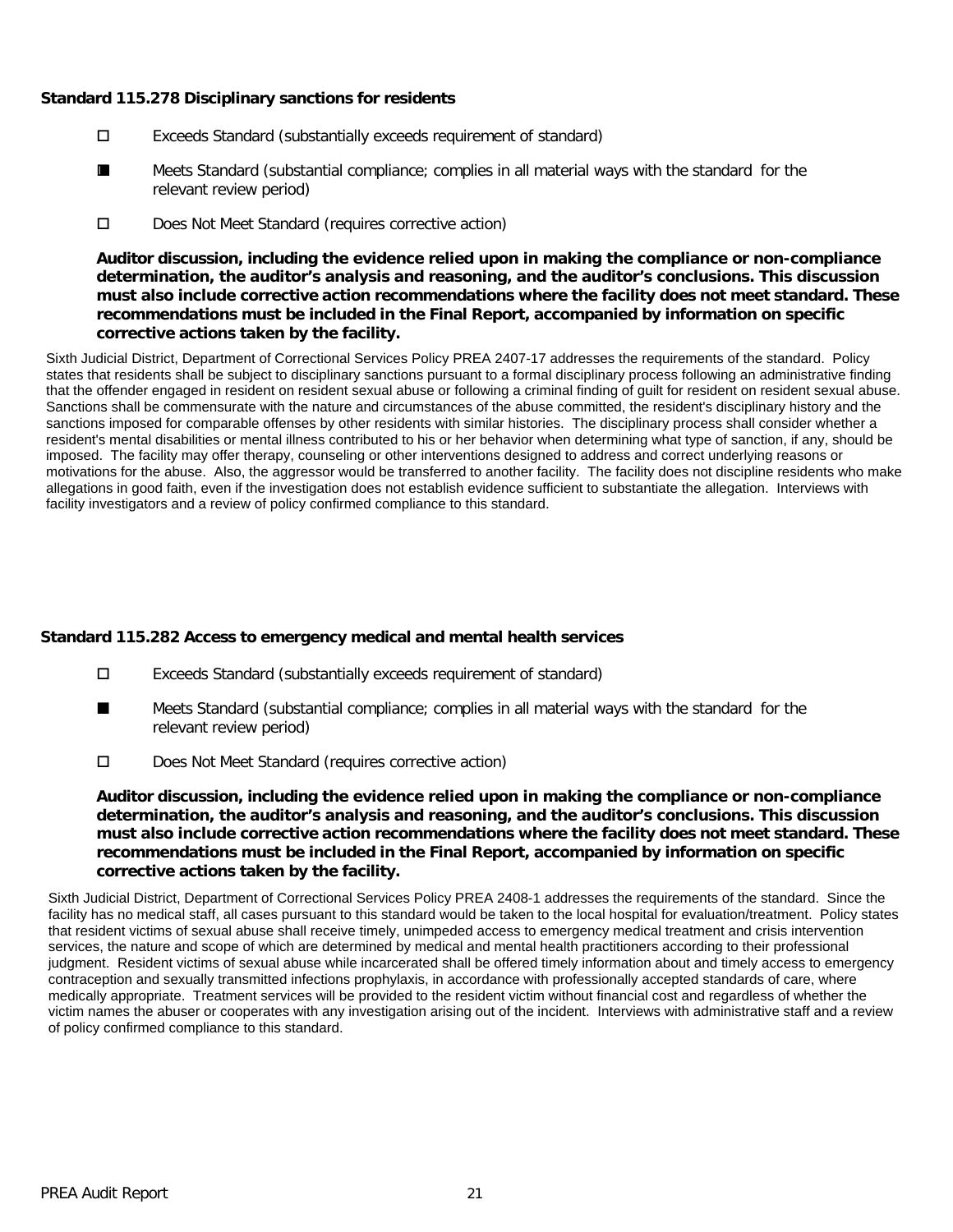**Standard 115.278 Disciplinary sanctions for residents**

- ☐ Exceeds Standard (substantially exceeds requirement of standard)
- ■ Meets Standard (substantial compliance; complies in all material ways with the standard for the relevant review period)
- ☐ Does Not Meet Standard (requires corrective action)

**Auditor discussion, including the evidence relied upon in making the compliance or non-compliance determination, the auditor's analysis and reasoning, and the auditor's conclusions. This discussion must also include corrective action recommendations where the facility does not meet standard. These recommendations must be included in the Final Report, accompanied by information on specific corrective actions taken by the facility.**

Sixth Judicial District, Department of Correctional Services Policy PREA 2407-17 addresses the requirements of the standard. Policy states that residents shall be subject to disciplinary sanctions pursuant to a formal disciplinary process following an administrative finding that the offender engaged in resident on resident sexual abuse or following a criminal finding of guilt for resident on resident sexual abuse. Sanctions shall be commensurate with the nature and circumstances of the abuse committed, the resident's disciplinary history and the sanctions imposed for comparable offenses by other residents with similar histories. The disciplinary process shall consider whether a resident's mental disabilities or mental illness contributed to his or her behavior when determining what type of sanction, if any, should be imposed. The facility may offer therapy, counseling or other interventions designed to address and correct underlying reasons or motivations for the abuse. Also, the aggressor would be transferred to another facility. The facility does not discipline residents who make allegations in good faith, even if the investigation does not establish evidence sufficient to substantiate the allegation. Interviews with facility investigators and a review of policy confirmed compliance to this standard.

**Standard 115.282 Access to emergency medical and mental health services**

- ☐ Exceeds Standard (substantially exceeds requirement of standard)
- ■ Meets Standard (substantial compliance; complies in all material ways with the standard for the relevant review period)
- ☐ Does Not Meet Standard (requires corrective action)

**Auditor discussion, including the evidence relied upon in making the compliance or non-compliance determination, the auditor's analysis and reasoning, and the auditor's conclusions. This discussion must also include corrective action recommendations where the facility does not meet standard. These recommendations must be included in the Final Report, accompanied by information on specific corrective actions taken by the facility.**

Sixth Judicial District, Department of Correctional Services Policy PREA 2408-1 addresses the requirements of the standard. Since the facility has no medical staff, all cases pursuant to this standard would be taken to the local hospital for evaluation/treatment. Policy states that resident victims of sexual abuse shall receive timely, unimpeded access to emergency medical treatment and crisis intervention services, the nature and scope of which are determined by medical and mental health practitioners according to their professional judgment. Resident victims of sexual abuse while incarcerated shall be offered timely information about and timely access to emergency contraception and sexually transmitted infections prophylaxis, in accordance with professionally accepted standards of care, where medically appropriate. Treatment services will be provided to the resident victim without financial cost and regardless of whether the victim names the abuser or cooperates with any investigation arising out of the incident. Interviews with administrative staff and a review of policy confirmed compliance to this standard.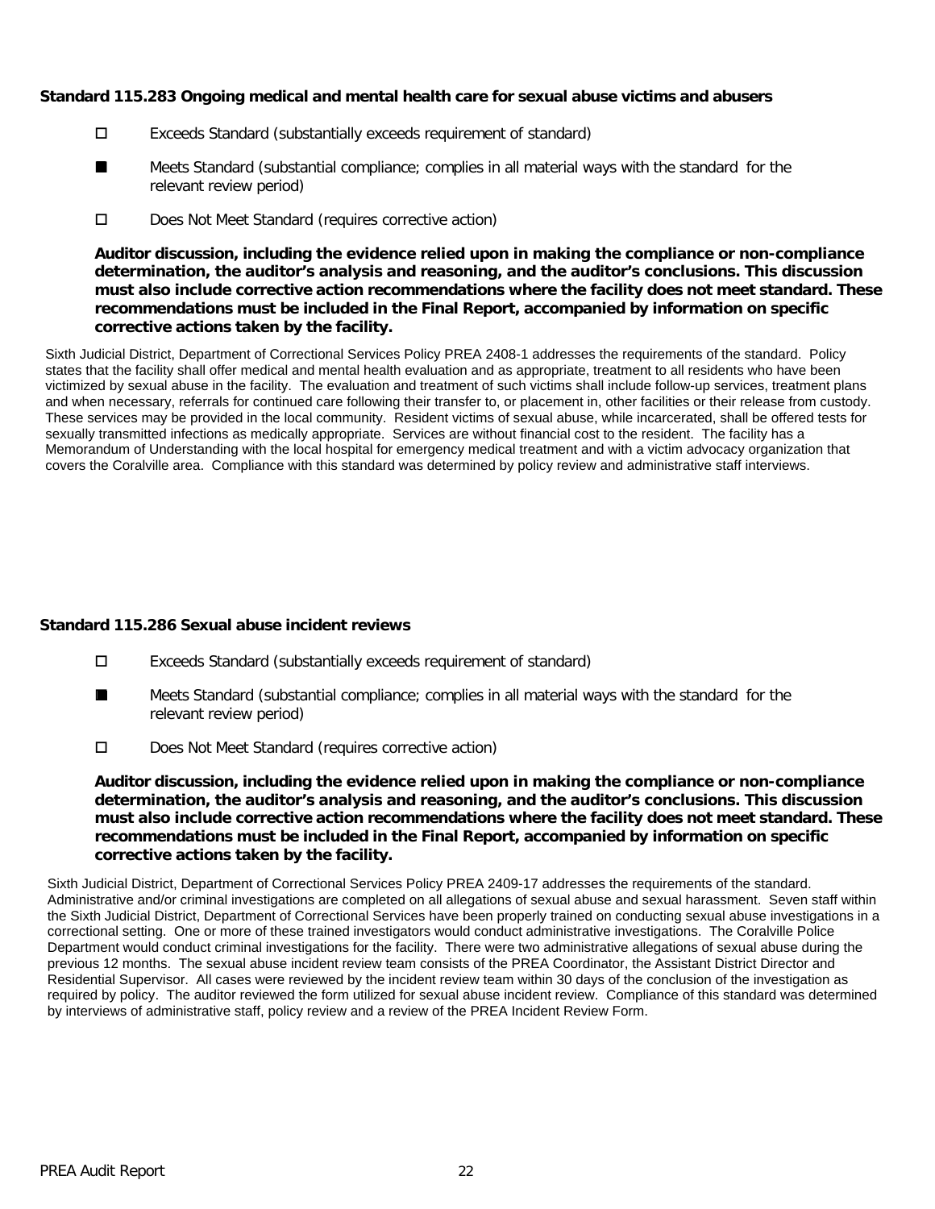**Standard 115.283 Ongoing medical and mental health care for sexual abuse victims and abusers**

- ☐ Exceeds Standard (substantially exceeds requirement of standard)
- ■ Meets Standard (substantial compliance; complies in all material ways with the standard for the relevant review period)
- ☐ Does Not Meet Standard (requires corrective action)

**Auditor discussion, including the evidence relied upon in making the compliance or non-compliance determination, the auditor's analysis and reasoning, and the auditor's conclusions. This discussion must also include corrective action recommendations where the facility does not meet standard. These recommendations must be included in the Final Report, accompanied by information on specific corrective actions taken by the facility.**

Sixth Judicial District, Department of Correctional Services Policy PREA 2408-1 addresses the requirements of the standard. Policy states that the facility shall offer medical and mental health evaluation and as appropriate, treatment to all residents who have been victimized by sexual abuse in the facility. The evaluation and treatment of such victims shall include follow-up services, treatment plans and when necessary, referrals for continued care following their transfer to, or placement in, other facilities or their release from custody. These services may be provided in the local community. Resident victims of sexual abuse, while incarcerated, shall be offered tests for sexually transmitted infections as medically appropriate. Services are without financial cost to the resident. The facility has a Memorandum of Understanding with the local hospital for emergency medical treatment and with a victim advocacy organization that covers the Coralville area. Compliance with this standard was determined by policy review and administrative staff interviews.

**Standard 115.286 Sexual abuse incident reviews**

- ☐ Exceeds Standard (substantially exceeds requirement of standard)
- ■ Meets Standard (substantial compliance; complies in all material ways with the standard for the relevant review period)
- ☐ Does Not Meet Standard (requires corrective action)

**Auditor discussion, including the evidence relied upon in making the compliance or non-compliance determination, the auditor's analysis and reasoning, and the auditor's conclusions. This discussion must also include corrective action recommendations where the facility does not meet standard. These recommendations must be included in the Final Report, accompanied by information on specific corrective actions taken by the facility.**

Sixth Judicial District, Department of Correctional Services Policy PREA 2409-17 addresses the requirements of the standard. Administrative and/or criminal investigations are completed on all allegations of sexual abuse and sexual harassment. Seven staff within the Sixth Judicial District, Department of Correctional Services have been properly trained on conducting sexual abuse investigations in a correctional setting. One or more of these trained investigators would conduct administrative investigations. The Coralville Police Department would conduct criminal investigations for the facility. There were two administrative allegations of sexual abuse during the previous 12 months. The sexual abuse incident review team consists of the PREA Coordinator, the Assistant District Director and Residential Supervisor. All cases were reviewed by the incident review team within 30 days of the conclusion of the investigation as required by policy. The auditor reviewed the form utilized for sexual abuse incident review. Compliance of this standard was determined by interviews of administrative staff, policy review and a review of the PREA Incident Review Form.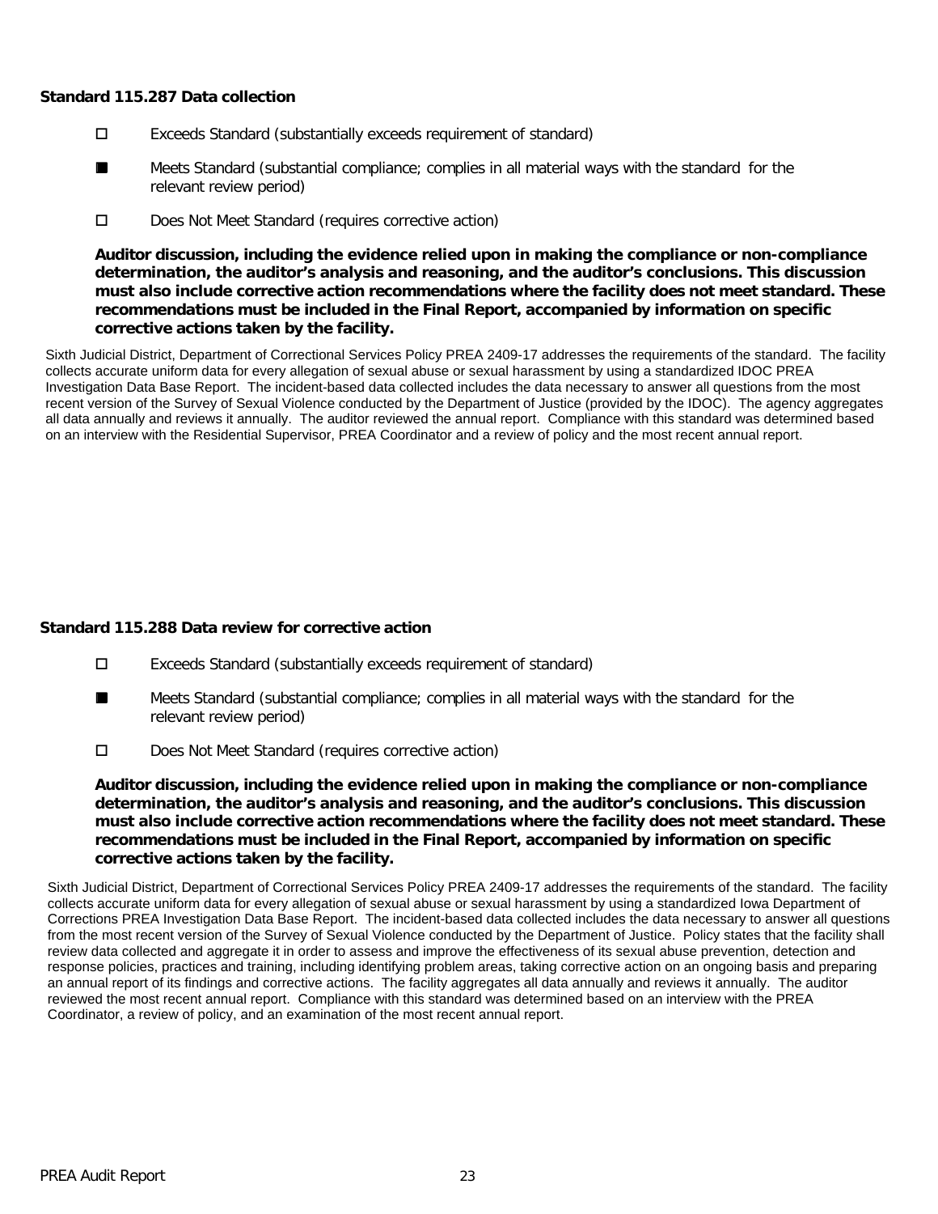**Standard 115.287 Data collection**

- ☐ Exceeds Standard (substantially exceeds requirement of standard)
- ■ Meets Standard (substantial compliance; complies in all material ways with the standard for the relevant review period)
- ☐ Does Not Meet Standard (requires corrective action)

**Auditor discussion, including the evidence relied upon in making the compliance or non-compliance determination, the auditor's analysis and reasoning, and the auditor's conclusions. This discussion must also include corrective action recommendations where the facility does not meet standard. These recommendations must be included in the Final Report, accompanied by information on specific corrective actions taken by the facility.**

Sixth Judicial District, Department of Correctional Services Policy PREA 2409-17 addresses the requirements of the standard. The facility collects accurate uniform data for every allegation of sexual abuse or sexual harassment by using a standardized IDOC PREA Investigation Data Base Report. The incident-based data collected includes the data necessary to answer all questions from the most recent version of the Survey of Sexual Violence conducted by the Department of Justice (provided by the IDOC). The agency aggregates all data annually and reviews it annually. The auditor reviewed the annual report. Compliance with this standard was determined based on an interview with the Residential Supervisor, PREA Coordinator and a review of policy and the most recent annual report.

**Standard 115.288 Data review for corrective action**

- ☐ Exceeds Standard (substantially exceeds requirement of standard)
- ■ Meets Standard (substantial compliance; complies in all material ways with the standard for the relevant review period)
- ☐ Does Not Meet Standard (requires corrective action)

**Auditor discussion, including the evidence relied upon in making the compliance or non-compliance determination, the auditor's analysis and reasoning, and the auditor's conclusions. This discussion must also include corrective action recommendations where the facility does not meet standard. These recommendations must be included in the Final Report, accompanied by information on specific corrective actions taken by the facility.**

Sixth Judicial District, Department of Correctional Services Policy PREA 2409-17 addresses the requirements of the standard. The facility collects accurate uniform data for every allegation of sexual abuse or sexual harassment by using a standardized Iowa Department of Corrections PREA Investigation Data Base Report. The incident-based data collected includes the data necessary to answer all questions from the most recent version of the Survey of Sexual Violence conducted by the Department of Justice. Policy states that the facility shall review data collected and aggregate it in order to assess and improve the effectiveness of its sexual abuse prevention, detection and response policies, practices and training, including identifying problem areas, taking corrective action on an ongoing basis and preparing an annual report of its findings and corrective actions. The facility aggregates all data annually and reviews it annually. The auditor reviewed the most recent annual report. Compliance with this standard was determined based on an interview with the PREA Coordinator, a review of policy, and an examination of the most recent annual report.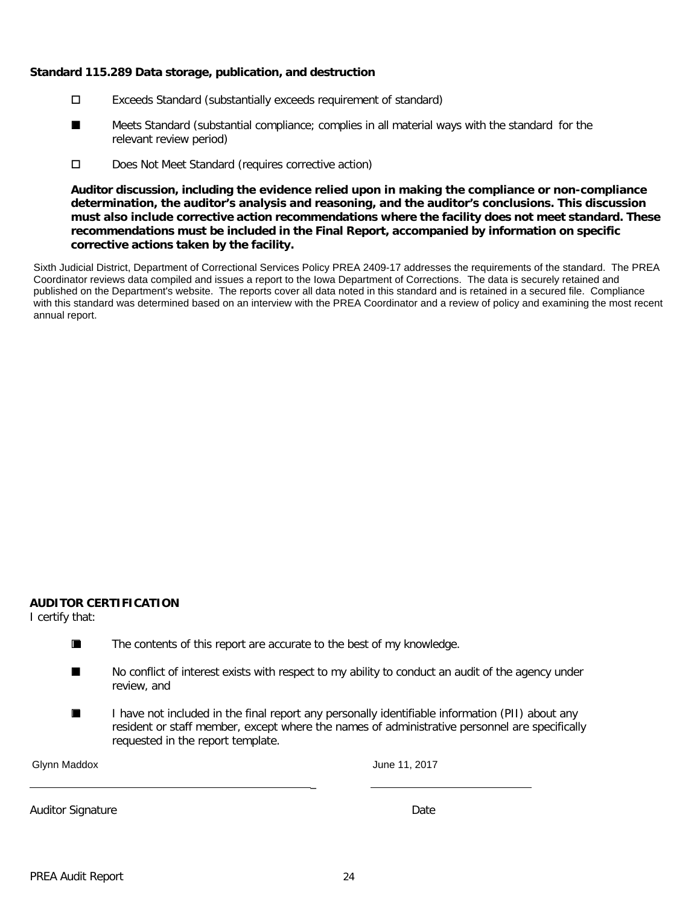**Standard 115.289 Data storage, publication, and destruction**

- ☐ Exceeds Standard (substantially exceeds requirement of standard)
- ■ Meets Standard (substantial compliance; complies in all material ways with the standard for the relevant review period)
- ☐ Does Not Meet Standard (requires corrective action)

**Auditor discussion, including the evidence relied upon in making the compliance or non-compliance determination, the auditor's analysis and reasoning, and the auditor's conclusions. This discussion must also include corrective action recommendations where the facility does not meet standard. These recommendations must be included in the Final Report, accompanied by information on specific corrective actions taken by the facility.**

Sixth Judicial District, Department of Correctional Services Policy PREA 2409-17 addresses the requirements of the standard. The PREA Coordinator reviews data compiled and issues a report to the Iowa Department of Corrections. The data is securely retained and published on the Department's website. The reports cover all data noted in this standard and is retained in a secured file. Compliance with this standard was determined based on an interview with the PREA Coordinator and a review of policy and examining the most recent annual report.

**AUDITOR CERTIFICATION**

I certify that:

- ■ The contents of this report are accurate to the best of my knowledge.
- ■ No conflict of interest exists with respect to my ability to conduct an audit of the agency under review, and
- ■ I have not included in the final report any personally identifiable information (PII) about any resident or staff member, except where the names of administrative personnel are specifically requested in the report template.

Glynn Maddox — June 11, 2017

Auditor Signature — Date